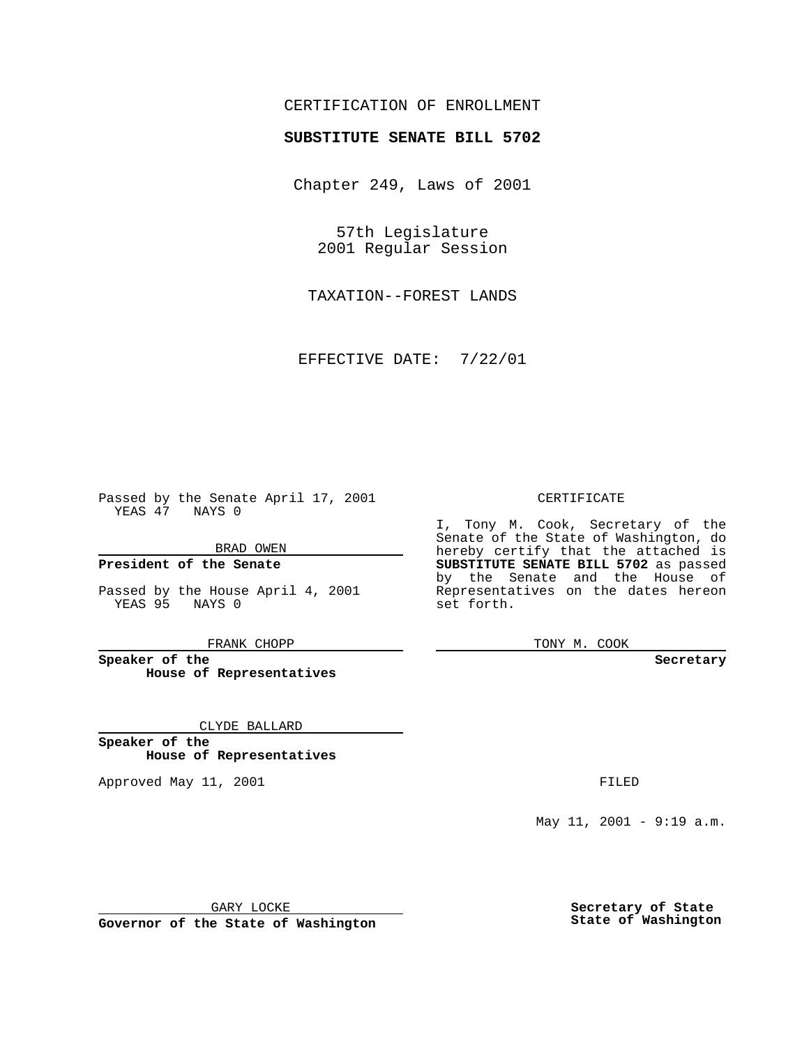CERTIFICATION OF ENROLLMENT

**SUBSTITUTE SENATE BILL 5702**

Chapter 249, Laws of 2001

57th Legislature
2001 Regular Session

TAXATION--FOREST LANDS

EFFECTIVE DATE: 7/22/01

Passed by the Senate April 17, 2001
YEAS 47 NAYS 0

BRAD OWEN

**President of the Senate**

Passed by the House April 4, 2001
YEAS 95 NAYS 0

FRANK CHOPP

**Speaker of the House of Representatives**

CLYDE BALLARD

**Speaker of the House of Representatives**

Approved May 11, 2001

GARY LOCKE

**Governor of the State of Washington**

CERTIFICATE

I, Tony M. Cook, Secretary of the Senate of the State of Washington, do hereby certify that the attached is **SUBSTITUTE SENATE BILL 5702** as passed by the Senate and the House of Representatives on the dates hereon set forth.

TONY M. COOK

**Secretary**

FILED

May 11, 2001 - 9:19 a.m.

**Secretary of State**
**State of Washington**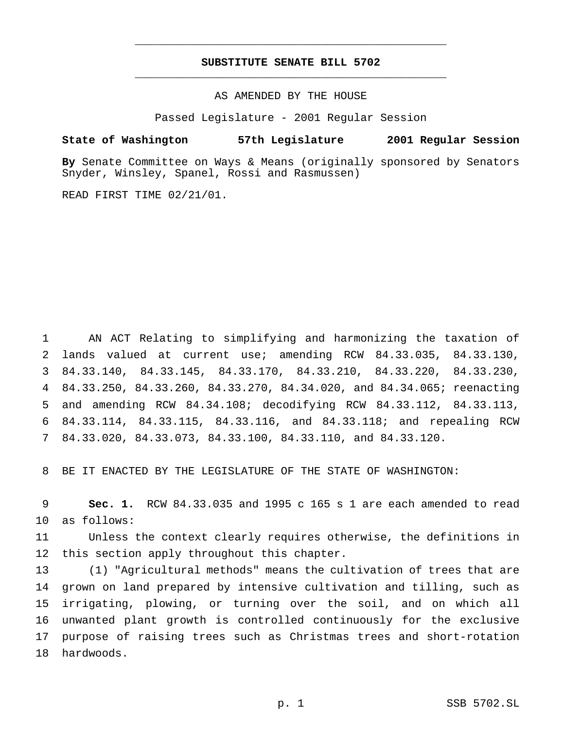## SUBSTITUTE SENATE BILL 5702

AS AMENDED BY THE HOUSE

Passed Legislature - 2001 Regular Session

**State of Washington 57th Legislature 2001 Regular Session**

**By** Senate Committee on Ways & Means (originally sponsored by Senators Snyder, Winsley, Spanel, Rossi and Rasmussen)

READ FIRST TIME 02/21/01.

AN ACT Relating to simplifying and harmonizing the taxation of lands valued at current use; amending RCW 84.33.035, 84.33.130, 84.33.140, 84.33.145, 84.33.170, 84.33.210, 84.33.220, 84.33.230, 84.33.250, 84.33.260, 84.33.270, 84.34.020, and 84.34.065; reenacting and amending RCW 84.34.108; decodifying RCW 84.33.112, 84.33.113, 84.33.114, 84.33.115, 84.33.116, and 84.33.118; and repealing RCW 84.33.020, 84.33.073, 84.33.100, 84.33.110, and 84.33.120.

BE IT ENACTED BY THE LEGISLATURE OF THE STATE OF WASHINGTON:

**Sec. 1.** RCW 84.33.035 and 1995 c 165 s 1 are each amended to read as follows:

Unless the context clearly requires otherwise, the definitions in this section apply throughout this chapter.

(1) "Agricultural methods" means the cultivation of trees that are grown on land prepared by intensive cultivation and tilling, such as irrigating, plowing, or turning over the soil, and on which all unwanted plant growth is controlled continuously for the exclusive purpose of raising trees such as Christmas trees and short-rotation hardwoods.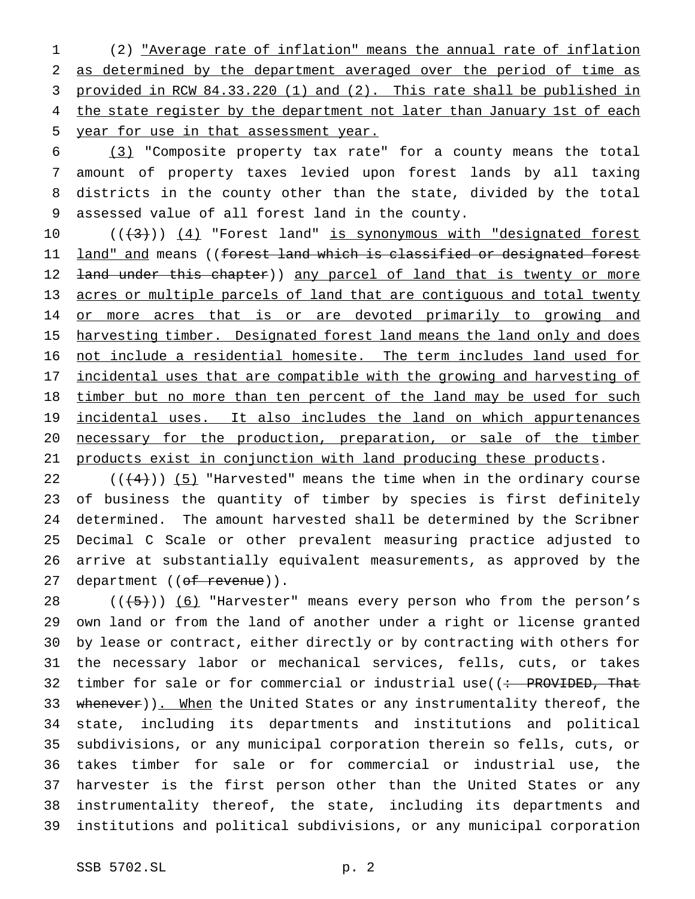(2) "Average rate of inflation" means the annual rate of inflation as determined by the department averaged over the period of time as provided in RCW 84.33.220 (1) and (2). This rate shall be published in the state register by the department not later than January 1st of each year for use in that assessment year.

(3) "Composite property tax rate" for a county means the total amount of property taxes levied upon forest lands by all taxing districts in the county other than the state, divided by the total assessed value of all forest land in the county.

(((3))) (4) "Forest land" is synonymous with "designated forest land" and means ((forest land which is classified or designated forest land under this chapter)) any parcel of land that is twenty or more acres or multiple parcels of land that are contiguous and total twenty or more acres that is or are devoted primarily to growing and harvesting timber. Designated forest land means the land only and does not include a residential homesite. The term includes land used for incidental uses that are compatible with the growing and harvesting of timber but no more than ten percent of the land may be used for such incidental uses. It also includes the land on which appurtenances necessary for the production, preparation, or sale of the timber products exist in conjunction with land producing these products.

(((4))) (5) "Harvested" means the time when in the ordinary course of business the quantity of timber by species is first definitely determined. The amount harvested shall be determined by the Scribner Decimal C Scale or other prevalent measuring practice adjusted to arrive at substantially equivalent measurements, as approved by the department ((of revenue)).

(((5))) (6) "Harvester" means every person who from the person's own land or from the land of another under a right or license granted by lease or contract, either directly or by contracting with others for the necessary labor or mechanical services, fells, cuts, or takes timber for sale or for commercial or industrial use((: PROVIDED, That whenever)). When the United States or any instrumentality thereof, the state, including its departments and institutions and political subdivisions, or any municipal corporation therein so fells, cuts, or takes timber for sale or for commercial or industrial use, the harvester is the first person other than the United States or any instrumentality thereof, the state, including its departments and institutions and political subdivisions, or any municipal corporation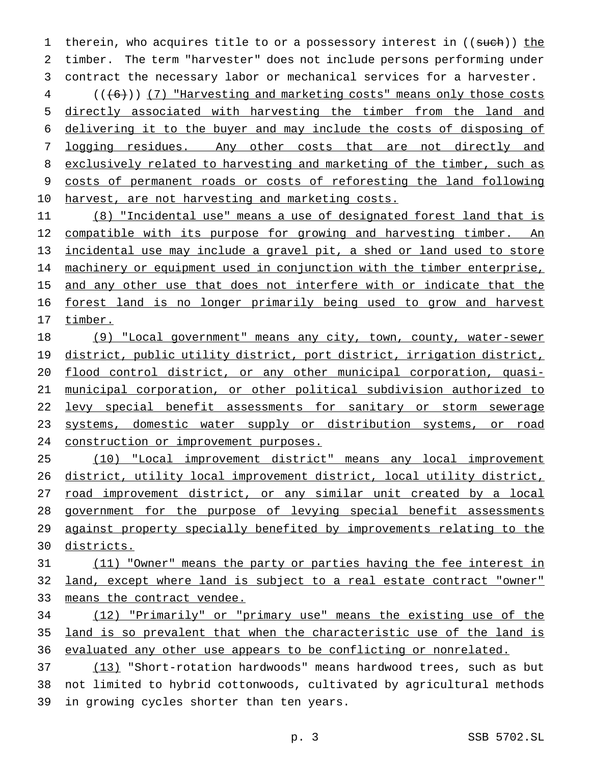therein, who acquires title to or a possessory interest in ((~~such~~)) <u>the</u> timber. The term "harvester" does not include persons performing under contract the necessary labor or mechanical services for a harvester.

((~~(6)~~)) <u>(7) "Harvesting and marketing costs" means only those costs directly associated with harvesting the timber from the land and delivering it to the buyer and may include the costs of disposing of logging residues. Any other costs that are not directly and exclusively related to harvesting and marketing of the timber, such as costs of permanent roads or costs of reforesting the land following harvest, are not harvesting and marketing costs.</u>

<u>(8) "Incidental use" means a use of designated forest land that is compatible with its purpose for growing and harvesting timber. An incidental use may include a gravel pit, a shed or land used to store machinery or equipment used in conjunction with the timber enterprise, and any other use that does not interfere with or indicate that the forest land is no longer primarily being used to grow and harvest timber.</u>

<u>(9) "Local government" means any city, town, county, water-sewer district, public utility district, port district, irrigation district, flood control district, or any other municipal corporation, quasi-municipal corporation, or other political subdivision authorized to levy special benefit assessments for sanitary or storm sewerage systems, domestic water supply or distribution systems, or road construction or improvement purposes.</u>

<u>(10) "Local improvement district" means any local improvement district, utility local improvement district, local utility district, road improvement district, or any similar unit created by a local government for the purpose of levying special benefit assessments against property specially benefited by improvements relating to the districts.</u>

<u>(11) "Owner" means the party or parties having the fee interest in land, except where land is subject to a real estate contract "owner" means the contract vendee.</u>

<u>(12) "Primarily" or "primary use" means the existing use of the land is so prevalent that when the characteristic use of the land is evaluated any other use appears to be conflicting or nonrelated.</u>

<u>(13)</u> "Short-rotation hardwoods" means hardwood trees, such as but not limited to hybrid cottonwoods, cultivated by agricultural methods in growing cycles shorter than ten years.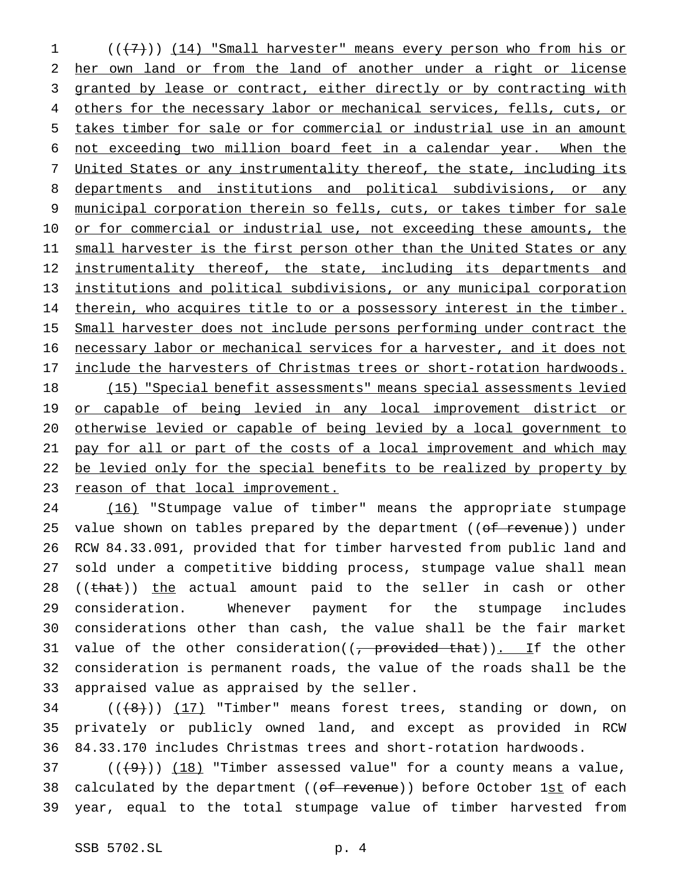(((7))) (14) "Small harvester" means every person who from his or her own land or from the land of another under a right or license granted by lease or contract, either directly or by contracting with others for the necessary labor or mechanical services, fells, cuts, or takes timber for sale or for commercial or industrial use in an amount not exceeding two million board feet in a calendar year. When the United States or any instrumentality thereof, the state, including its departments and institutions and political subdivisions, or any municipal corporation therein so fells, cuts, or takes timber for sale or for commercial or industrial use, not exceeding these amounts, the small harvester is the first person other than the United States or any instrumentality thereof, the state, including its departments and institutions and political subdivisions, or any municipal corporation therein, who acquires title to or a possessory interest in the timber. Small harvester does not include persons performing under contract the necessary labor or mechanical services for a harvester, and it does not include the harvesters of Christmas trees or short-rotation hardwoods.

(15) "Special benefit assessments" means special assessments levied or capable of being levied in any local improvement district or otherwise levied or capable of being levied by a local government to pay for all or part of the costs of a local improvement and which may be levied only for the special benefits to be realized by property by reason of that local improvement.

(16) "Stumpage value of timber" means the appropriate stumpage value shown on tables prepared by the department ((of revenue)) under RCW 84.33.091, provided that for timber harvested from public land and sold under a competitive bidding process, stumpage value shall mean ((that)) the actual amount paid to the seller in cash or other consideration. Whenever payment for the stumpage includes considerations other than cash, the value shall be the fair market value of the other consideration((, provided that)). If the other consideration is permanent roads, the value of the roads shall be the appraised value as appraised by the seller.

(((8))) (17) "Timber" means forest trees, standing or down, on privately or publicly owned land, and except as provided in RCW 84.33.170 includes Christmas trees and short-rotation hardwoods.

(((9))) (18) "Timber assessed value" for a county means a value, calculated by the department ((of revenue)) before October 1st of each year, equal to the total stumpage value of timber harvested from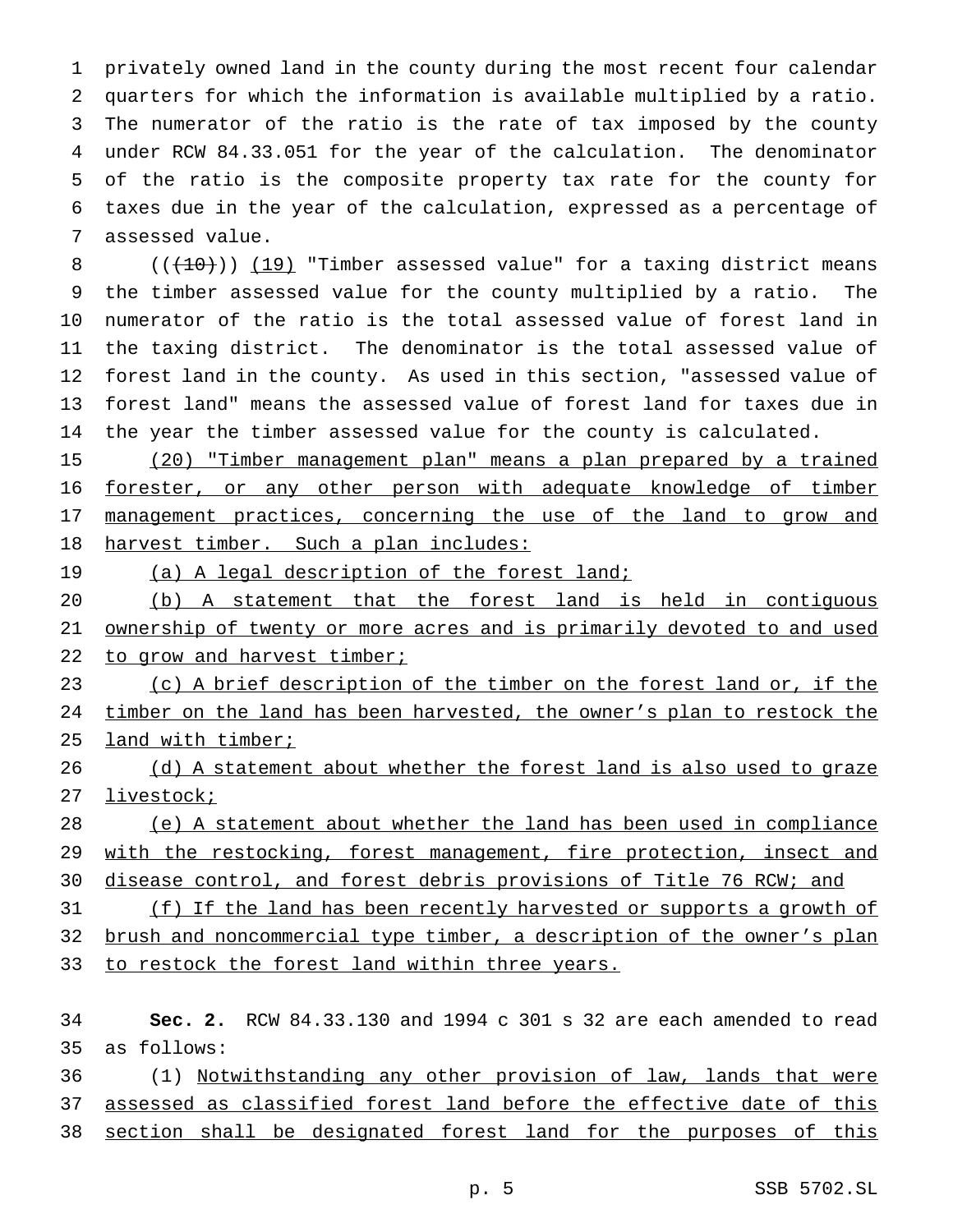privately owned land in the county during the most recent four calendar quarters for which the information is available multiplied by a ratio. The numerator of the ratio is the rate of tax imposed by the county under RCW 84.33.051 for the year of the calculation. The denominator of the ratio is the composite property tax rate for the county for taxes due in the year of the calculation, expressed as a percentage of assessed value.

((~~(10)~~)) <u>(19)</u> "Timber assessed value" for a taxing district means the timber assessed value for the county multiplied by a ratio. The numerator of the ratio is the total assessed value of forest land in the taxing district. The denominator is the total assessed value of forest land in the county. As used in this section, "assessed value of forest land" means the assessed value of forest land for taxes due in the year the timber assessed value for the county is calculated.

<u>(20) "Timber management plan" means a plan prepared by a trained forester, or any other person with adequate knowledge of timber management practices, concerning the use of the land to grow and harvest timber. Such a plan includes:</u>

<u>(a) A legal description of the forest land;</u>

<u>(b) A statement that the forest land is held in contiguous ownership of twenty or more acres and is primarily devoted to and used to grow and harvest timber;</u>

<u>(c) A brief description of the timber on the forest land or, if the timber on the land has been harvested, the owner's plan to restock the land with timber;</u>

<u>(d) A statement about whether the forest land is also used to graze livestock;</u>

<u>(e) A statement about whether the land has been used in compliance with the restocking, forest management, fire protection, insect and disease control, and forest debris provisions of Title 76 RCW; and</u>

<u>(f) If the land has been recently harvested or supports a growth of brush and noncommercial type timber, a description of the owner's plan to restock the forest land within three years.</u>

**Sec. 2.** RCW 84.33.130 and 1994 c 301 s 32 are each amended to read as follows:

(1) <u>Notwithstanding any other provision of law, lands that were assessed as classified forest land before the effective date of this section shall be designated forest land for the purposes of this</u>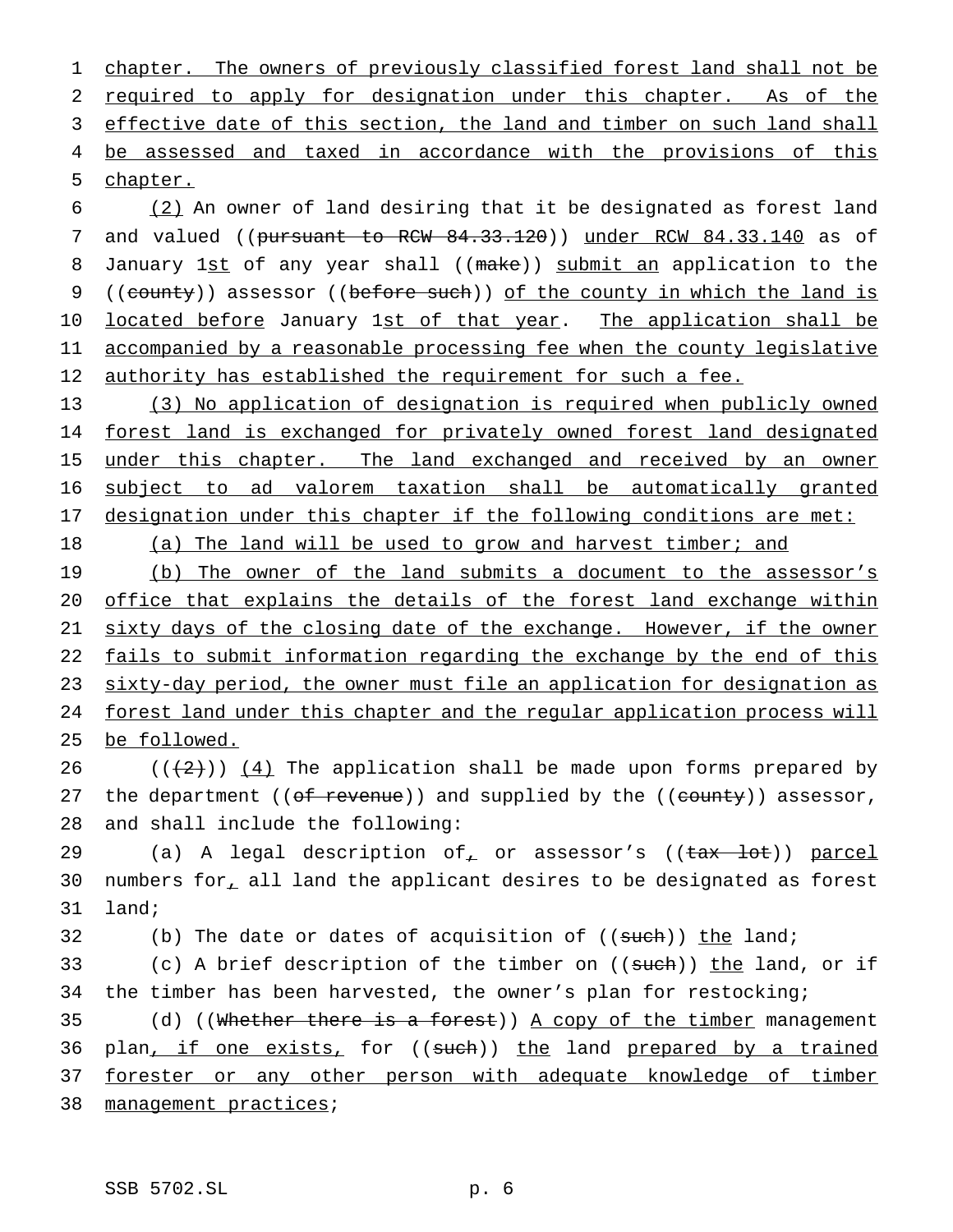chapter. The owners of previously classified forest land shall not be required to apply for designation under this chapter. As of the effective date of this section, the land and timber on such land shall be assessed and taxed in accordance with the provisions of this chapter.

(2) An owner of land desiring that it be designated as forest land and valued ((pursuant to RCW 84.33.120)) under RCW 84.33.140 as of January 1st of any year shall ((make)) submit an application to the ((county)) assessor ((before such)) of the county in which the land is located before January 1st of that year. The application shall be accompanied by a reasonable processing fee when the county legislative authority has established the requirement for such a fee.

(3) No application of designation is required when publicly owned forest land is exchanged for privately owned forest land designated under this chapter. The land exchanged and received by an owner subject to ad valorem taxation shall be automatically granted designation under this chapter if the following conditions are met:

(a) The land will be used to grow and harvest timber; and

(b) The owner of the land submits a document to the assessor's office that explains the details of the forest land exchange within sixty days of the closing date of the exchange. However, if the owner fails to submit information regarding the exchange by the end of this sixty-day period, the owner must file an application for designation as forest land under this chapter and the regular application process will be followed.

(((2))) (4) The application shall be made upon forms prepared by the department ((of revenue)) and supplied by the ((county)) assessor, and shall include the following:

(a) A legal description of, or assessor's ((tax lot)) parcel numbers for, all land the applicant desires to be designated as forest land;

(b) The date or dates of acquisition of ((such)) the land;

(c) A brief description of the timber on ((such)) the land, or if the timber has been harvested, the owner's plan for restocking;

(d) ((Whether there is a forest)) A copy of the timber management plan, if one exists, for ((such)) the land prepared by a trained forester or any other person with adequate knowledge of timber management practices;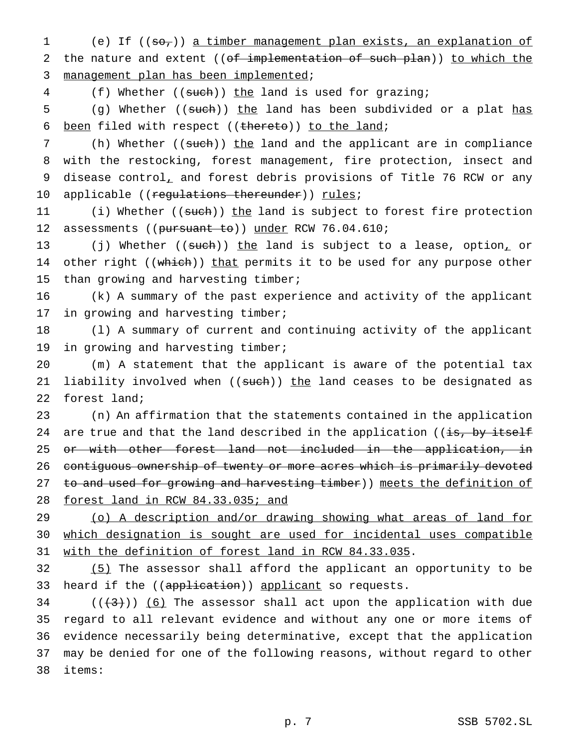(e) If ((so,)) a timber management plan exists, an explanation of the nature and extent ((of implementation of such plan)) to which the management plan has been implemented;

(f) Whether ((such)) the land is used for grazing;

(g) Whether ((such)) the land has been subdivided or a plat has been filed with respect ((thereto)) to the land;

(h) Whether ((such)) the land and the applicant are in compliance with the restocking, forest management, fire protection, insect and disease control, and forest debris provisions of Title 76 RCW or any applicable ((regulations thereunder)) rules;

(i) Whether ((such)) the land is subject to forest fire protection assessments ((pursuant to)) under RCW 76.04.610;

(j) Whether ((such)) the land is subject to a lease, option, or other right ((which)) that permits it to be used for any purpose other than growing and harvesting timber;

(k) A summary of the past experience and activity of the applicant in growing and harvesting timber;

(l) A summary of current and continuing activity of the applicant in growing and harvesting timber;

(m) A statement that the applicant is aware of the potential tax liability involved when ((such)) the land ceases to be designated as forest land;

(n) An affirmation that the statements contained in the application are true and that the land described in the application ((is, by itself or with other forest land not included in the application, in contiguous ownership of twenty or more acres which is primarily devoted to and used for growing and harvesting timber)) meets the definition of forest land in RCW 84.33.035; and

(o) A description and/or drawing showing what areas of land for which designation is sought are used for incidental uses compatible with the definition of forest land in RCW 84.33.035.

(5) The assessor shall afford the applicant an opportunity to be heard if the ((application)) applicant so requests.

(((3))) (6) The assessor shall act upon the application with due regard to all relevant evidence and without any one or more items of evidence necessarily being determinative, except that the application may be denied for one of the following reasons, without regard to other items: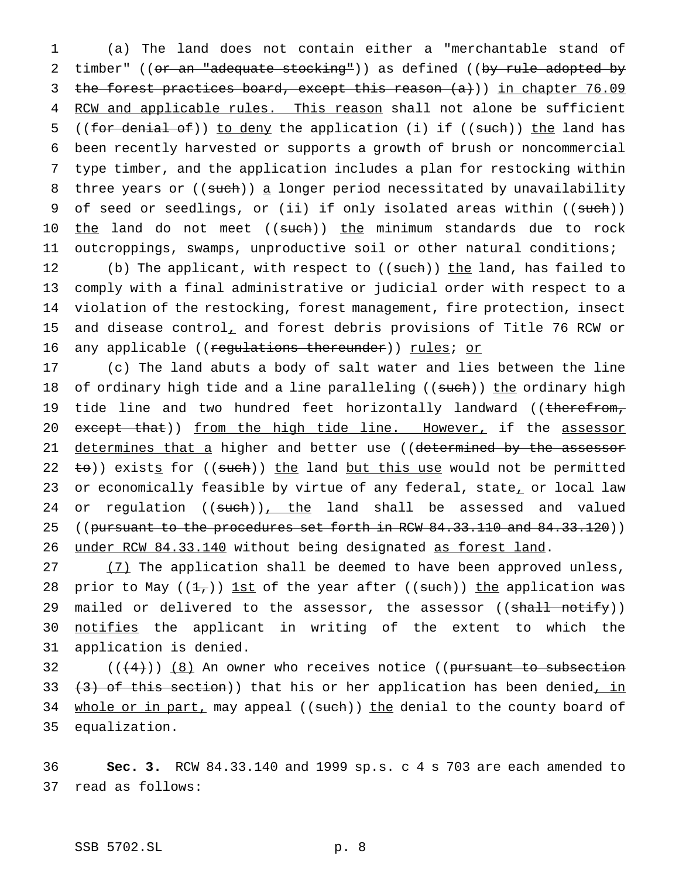(a) The land does not contain either a "merchantable stand of timber" ((~~or an "adequate stocking"~~)) as defined ((~~by rule adopted by the forest practices board, except this reason (a)~~)) <u>in chapter 76.09 RCW and applicable rules. This reason</u> shall not alone be sufficient ((~~for denial of~~)) <u>to deny</u> the application (i) if ((~~such~~)) <u>the</u> land has been recently harvested or supports a growth of brush or noncommercial type timber, and the application includes a plan for restocking within three years or ((~~such~~)) <u>a</u> longer period necessitated by unavailability of seed or seedlings, or (ii) if only isolated areas within ((~~such~~)) <u>the</u> land do not meet ((~~such~~)) <u>the</u> minimum standards due to rock outcroppings, swamps, unproductive soil or other natural conditions;

(b) The applicant, with respect to ((~~such~~)) <u>the</u> land, has failed to comply with a final administrative or judicial order with respect to a violation of the restocking, forest management, fire protection, insect and disease control<u>,</u> and forest debris provisions of Title 76 RCW or any applicable ((~~regulations thereunder~~)) <u>rules</u>; <u>or</u>

(c) The land abuts a body of salt water and lies between the line of ordinary high tide and a line paralleling ((~~such~~)) <u>the</u> ordinary high tide line and two hundred feet horizontally landward ((~~therefrom, except that~~)) <u>from the high tide line. However,</u> if the <u>assessor determines that a</u> higher and better use ((~~determined by the assessor to~~)) exist<u>s</u> for ((~~such~~)) <u>the</u> land <u>but this use</u> would not be permitted or economically feasible by virtue of any federal, state<u>,</u> or local law or regulation ((~~such~~))<u>, the</u> land shall be assessed and valued ((~~pursuant to the procedures set forth in RCW 84.33.110 and 84.33.120~~)) <u>under RCW 84.33.140</u> without being designated <u>as forest land</u>.

<u>(7)</u> The application shall be deemed to have been approved unless, prior to May ((~~1,~~)) <u>1st</u> of the year after ((~~such~~)) <u>the</u> application was mailed or delivered to the assessor, the assessor ((~~shall notify~~)) <u>notifies</u> the applicant in writing of the extent to which the application is denied.

((~~(4)~~)) <u>(8)</u> An owner who receives notice ((~~pursuant to subsection (3) of this section~~)) that his or her application has been denied<u>, in whole or in part,</u> may appeal ((~~such~~)) <u>the</u> denial to the county board of equalization.

**Sec. 3.** RCW 84.33.140 and 1999 sp.s. c 4 s 703 are each amended to read as follows: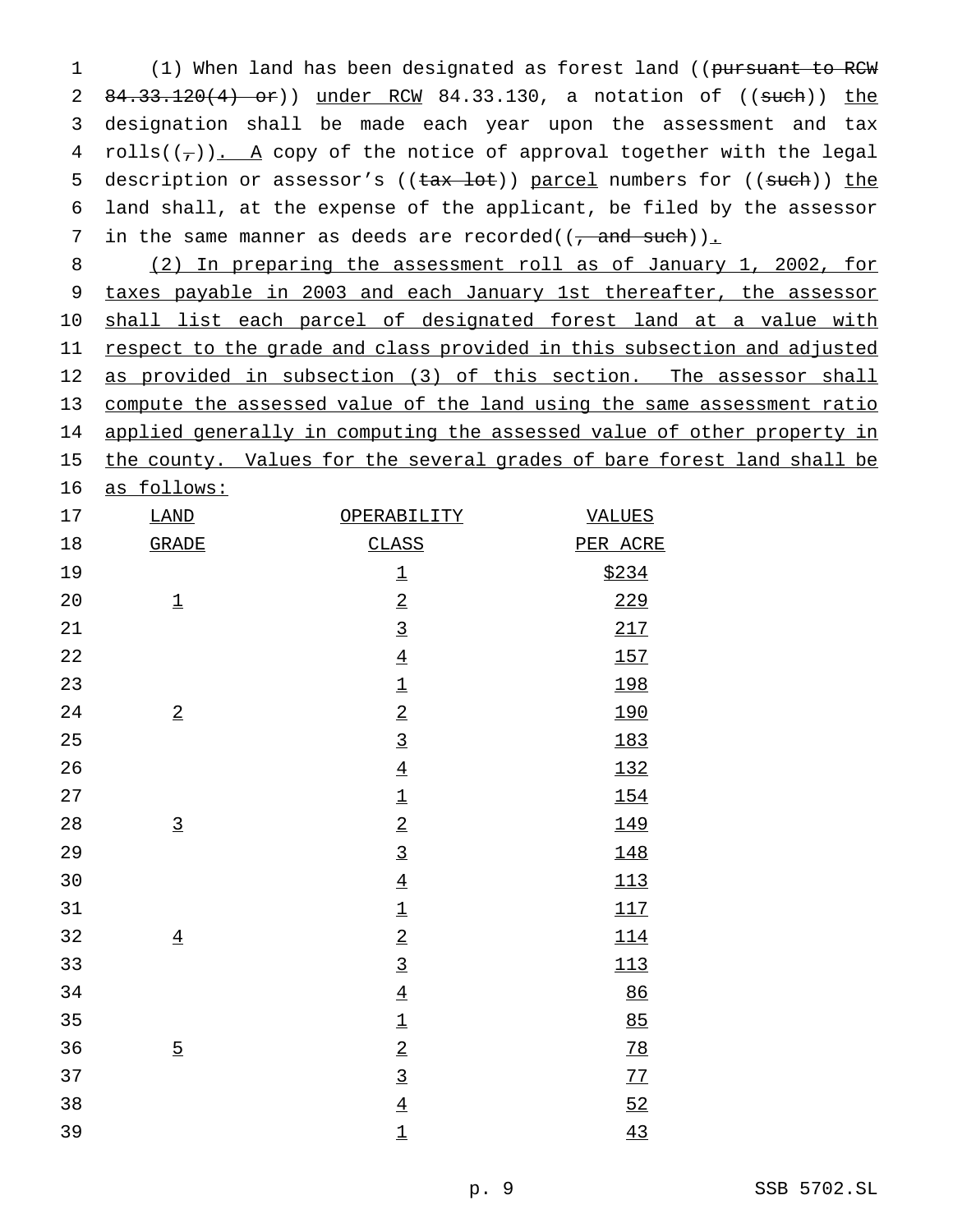(1) When land has been designated as forest land ((~~pursuant to RCW 84.33.120(4) or~~)) <u>under RCW</u> 84.33.130, a notation of ((~~such~~)) <u>the</u> designation shall be made each year upon the assessment and tax rolls((~~,~~))<u>. A</u> copy of the notice of approval together with the legal description or assessor's ((~~tax lot~~)) <u>parcel</u> numbers for ((~~such~~)) <u>the</u> land shall, at the expense of the applicant, be filed by the assessor in the same manner as deeds are recorded((~~, and such~~))<u>.</u>

<u>(2) In preparing the assessment roll as of January 1, 2002, for taxes payable in 2003 and each January 1st thereafter, the assessor shall list each parcel of designated forest land at a value with respect to the grade and class provided in this subsection and adjusted as provided in subsection (3) of this section. The assessor shall compute the assessed value of the land using the same assessment ratio applied generally in computing the assessed value of other property in the county. Values for the several grades of bare forest land shall be as follows:</u>

| LAND GRADE | OPERABILITY CLASS | VALUES PER ACRE |
|---|---|---|
| | 1 | $234 |
| 1 | 2 | 229 |
| | 3 | 217 |
| | 4 | 157 |
| | 1 | 198 |
| 2 | 2 | 190 |
| | 3 | 183 |
| | 4 | 132 |
| | 1 | 154 |
| 3 | 2 | 149 |
| | 3 | 148 |
| | 4 | 113 |
| | 1 | 117 |
| 4 | 2 | 114 |
| | 3 | 113 |
| | 4 | 86 |
| | 1 | 85 |
| 5 | 2 | 78 |
| | 3 | 77 |
| | 4 | 52 |
| | 1 | 43 |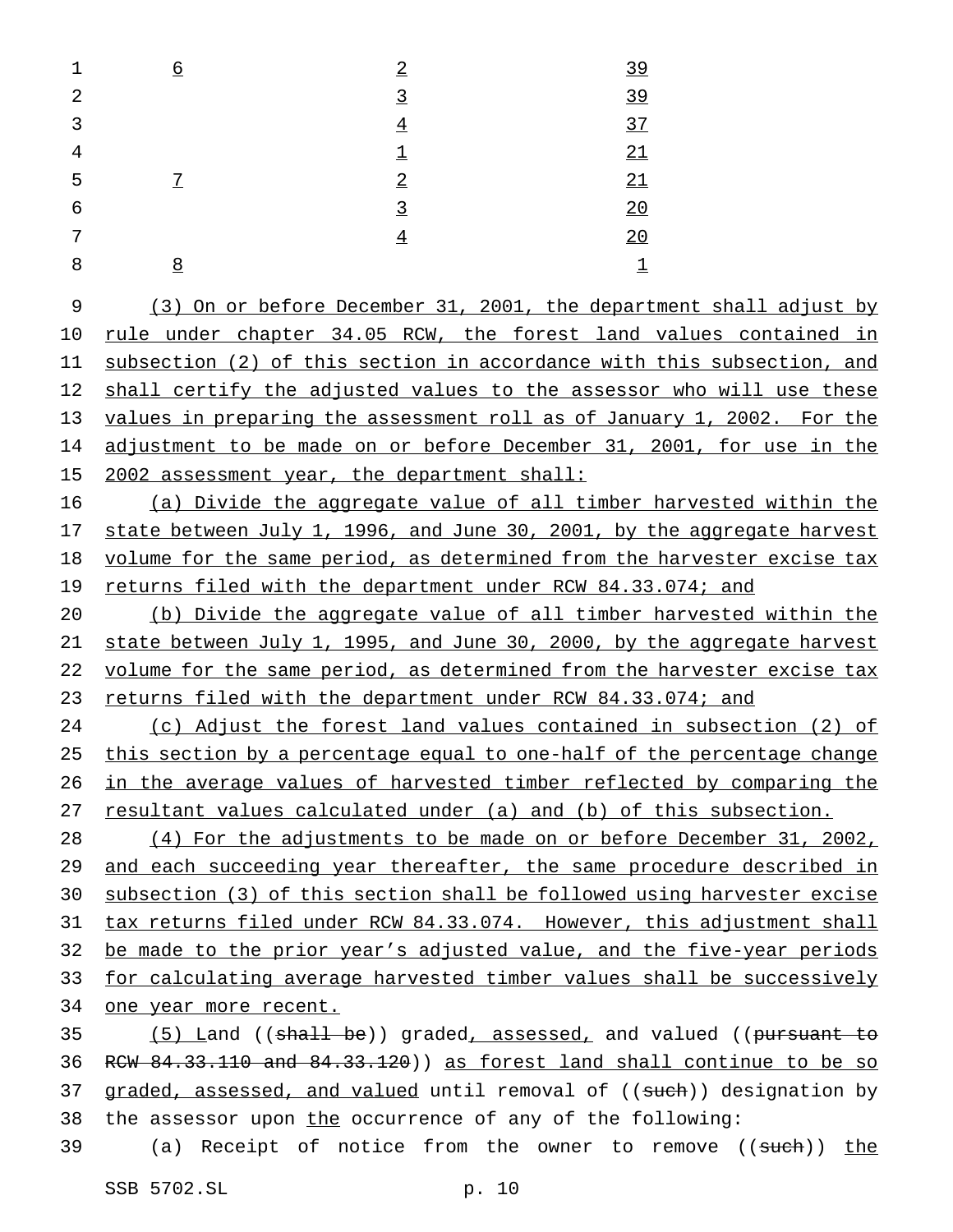| | | |
|---|---|---|
| 6 | 2 | 39 |
| | 3 | 39 |
| | 4 | 37 |
| | 1 | 21 |
| 7 | 2 | 21 |
| | 3 | 20 |
| | 4 | 20 |
| 8 | | 1 |

(3) On or before December 31, 2001, the department shall adjust by rule under chapter 34.05 RCW, the forest land values contained in subsection (2) of this section in accordance with this subsection, and shall certify the adjusted values to the assessor who will use these values in preparing the assessment roll as of January 1, 2002. For the adjustment to be made on or before December 31, 2001, for use in the 2002 assessment year, the department shall:

(a) Divide the aggregate value of all timber harvested within the state between July 1, 1996, and June 30, 2001, by the aggregate harvest volume for the same period, as determined from the harvester excise tax returns filed with the department under RCW 84.33.074; and

(b) Divide the aggregate value of all timber harvested within the state between July 1, 1995, and June 30, 2000, by the aggregate harvest volume for the same period, as determined from the harvester excise tax returns filed with the department under RCW 84.33.074; and

(c) Adjust the forest land values contained in subsection (2) of this section by a percentage equal to one-half of the percentage change in the average values of harvested timber reflected by comparing the resultant values calculated under (a) and (b) of this subsection.

(4) For the adjustments to be made on or before December 31, 2002, and each succeeding year thereafter, the same procedure described in subsection (3) of this section shall be followed using harvester excise tax returns filed under RCW 84.33.074. However, this adjustment shall be made to the prior year's adjusted value, and the five-year periods for calculating average harvested timber values shall be successively one year more recent.

(5) Land ((~~shall be~~)) graded, assessed, and valued ((~~pursuant to RCW 84.33.110 and 84.33.120~~)) as forest land shall continue to be so graded, assessed, and valued until removal of ((~~such~~)) designation by the assessor upon the occurrence of any of the following:

(a) Receipt of notice from the owner to remove ((~~such~~)) the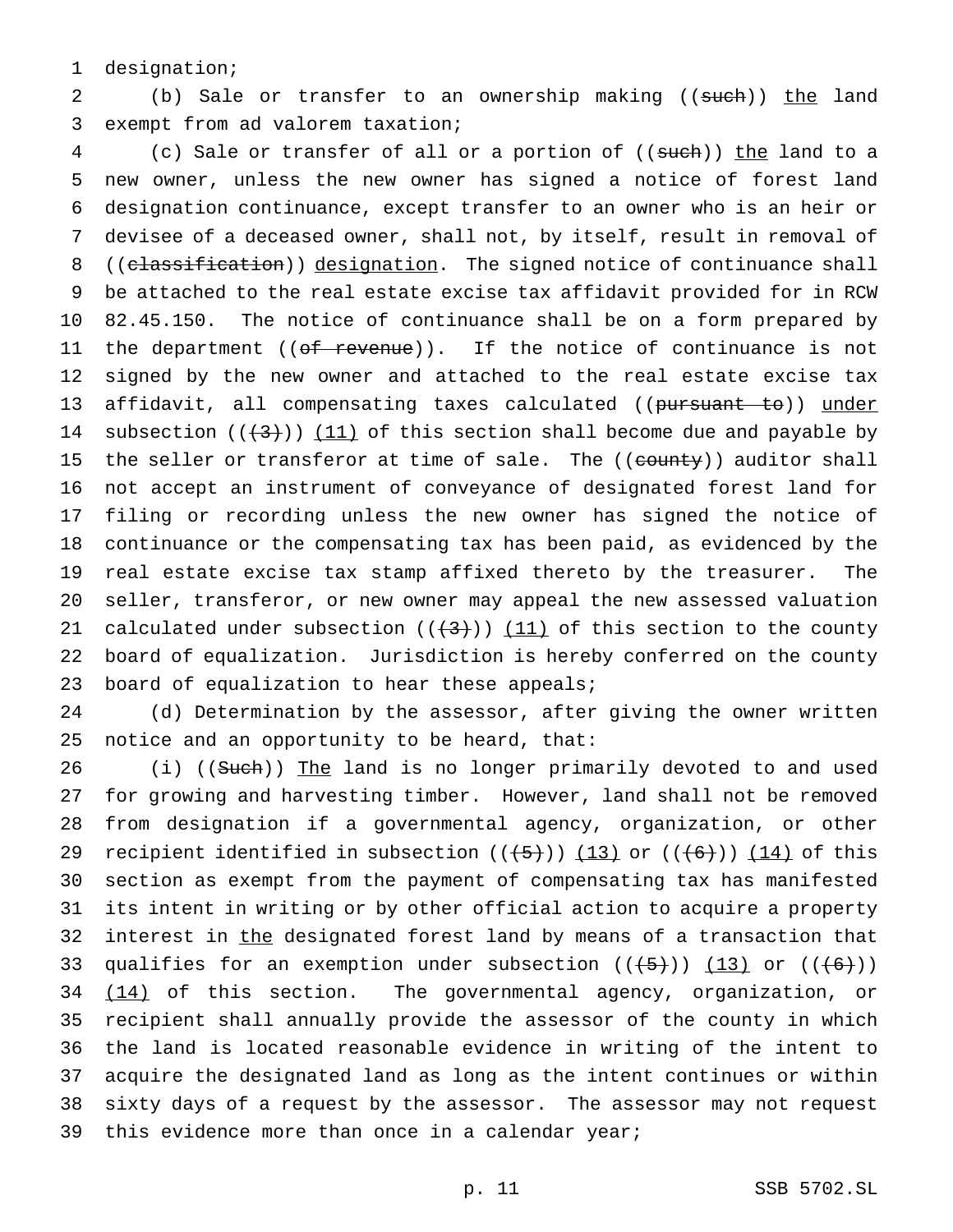designation;

(b) Sale or transfer to an ownership making ((~~such~~)) the land exempt from ad valorem taxation;

(c) Sale or transfer of all or a portion of ((~~such~~)) the land to a new owner, unless the new owner has signed a notice of forest land designation continuance, except transfer to an owner who is an heir or devisee of a deceased owner, shall not, by itself, result in removal of ((~~classification~~)) designation. The signed notice of continuance shall be attached to the real estate excise tax affidavit provided for in RCW 82.45.150. The notice of continuance shall be on a form prepared by the department ((~~of revenue~~)). If the notice of continuance is not signed by the new owner and attached to the real estate excise tax affidavit, all compensating taxes calculated ((~~pursuant to~~)) under subsection ((~~(3)~~)) (11) of this section shall become due and payable by the seller or transferor at time of sale. The ((~~county~~)) auditor shall not accept an instrument of conveyance of designated forest land for filing or recording unless the new owner has signed the notice of continuance or the compensating tax has been paid, as evidenced by the real estate excise tax stamp affixed thereto by the treasurer. The seller, transferor, or new owner may appeal the new assessed valuation calculated under subsection ((~~(3)~~)) (11) of this section to the county board of equalization. Jurisdiction is hereby conferred on the county board of equalization to hear these appeals;

(d) Determination by the assessor, after giving the owner written notice and an opportunity to be heard, that:

(i) ((~~Such~~)) The land is no longer primarily devoted to and used for growing and harvesting timber. However, land shall not be removed from designation if a governmental agency, organization, or other recipient identified in subsection ((~~(5)~~)) (13) or ((~~(6)~~)) (14) of this section as exempt from the payment of compensating tax has manifested its intent in writing or by other official action to acquire a property interest in the designated forest land by means of a transaction that qualifies for an exemption under subsection ((~~(5)~~)) (13) or ((~~(6)~~)) (14) of this section. The governmental agency, organization, or recipient shall annually provide the assessor of the county in which the land is located reasonable evidence in writing of the intent to acquire the designated land as long as the intent continues or within sixty days of a request by the assessor. The assessor may not request this evidence more than once in a calendar year;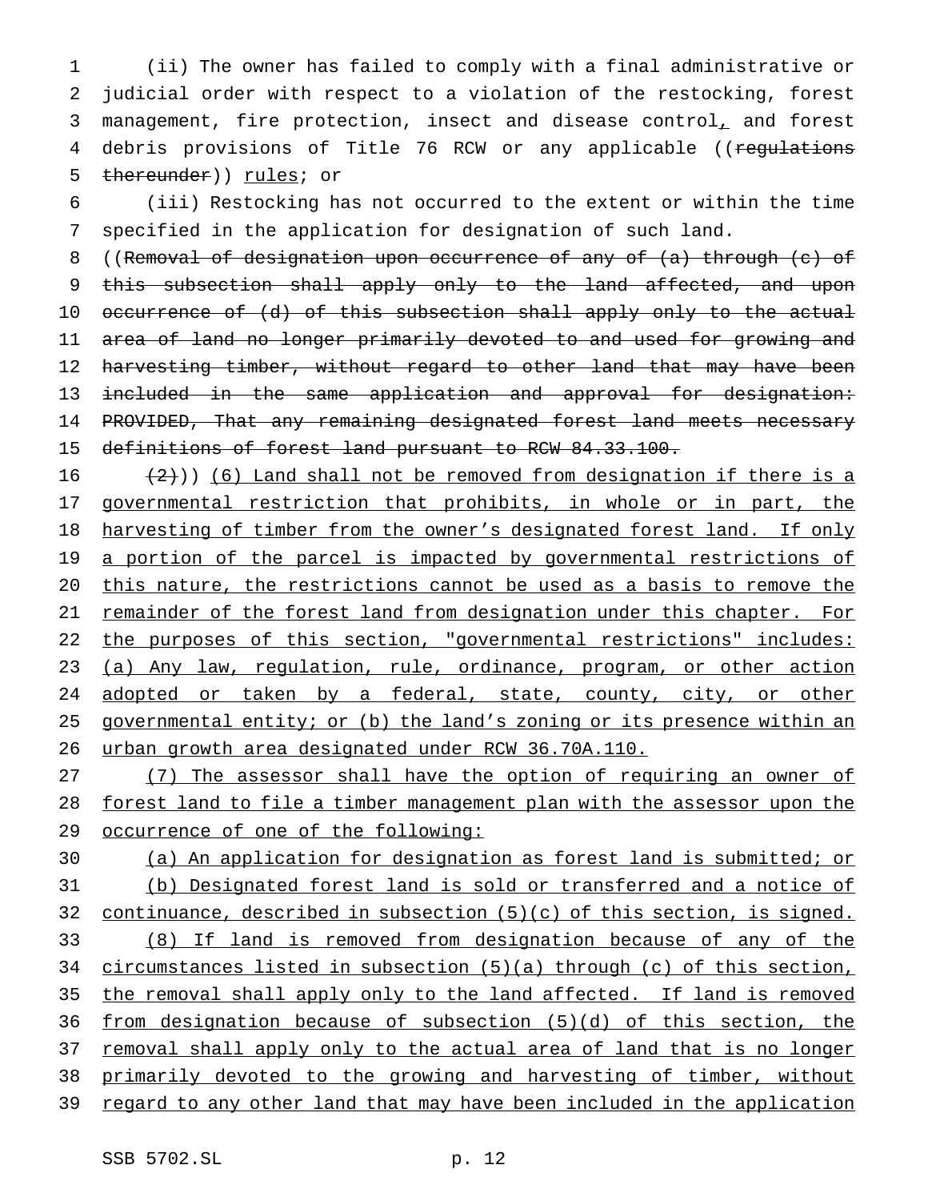(ii) The owner has failed to comply with a final administrative or judicial order with respect to a violation of the restocking, forest management, fire protection, insect and disease control, and forest debris provisions of Title 76 RCW or any applicable ((~~regulations thereunder~~)) rules; or

(iii) Restocking has not occurred to the extent or within the time specified in the application for designation of such land.

((~~Removal of designation upon occurrence of any of (a) through (c) of this subsection shall apply only to the land affected, and upon occurrence of (d) of this subsection shall apply only to the actual area of land no longer primarily devoted to and used for growing and harvesting timber, without regard to other land that may have been included in the same application and approval for designation: PROVIDED, That any remaining designated forest land meets necessary definitions of forest land pursuant to RCW 84.33.100.~~

~~(2)~~)) (6) Land shall not be removed from designation if there is a governmental restriction that prohibits, in whole or in part, the harvesting of timber from the owner's designated forest land. If only a portion of the parcel is impacted by governmental restrictions of this nature, the restrictions cannot be used as a basis to remove the remainder of the forest land from designation under this chapter. For the purposes of this section, "governmental restrictions" includes: (a) Any law, regulation, rule, ordinance, program, or other action adopted or taken by a federal, state, county, city, or other governmental entity; or (b) the land's zoning or its presence within an urban growth area designated under RCW 36.70A.110.

(7) The assessor shall have the option of requiring an owner of forest land to file a timber management plan with the assessor upon the occurrence of one of the following:

(a) An application for designation as forest land is submitted; or

(b) Designated forest land is sold or transferred and a notice of continuance, described in subsection (5)(c) of this section, is signed.

(8) If land is removed from designation because of any of the circumstances listed in subsection (5)(a) through (c) of this section, the removal shall apply only to the land affected. If land is removed from designation because of subsection (5)(d) of this section, the removal shall apply only to the actual area of land that is no longer primarily devoted to the growing and harvesting of timber, without regard to any other land that may have been included in the application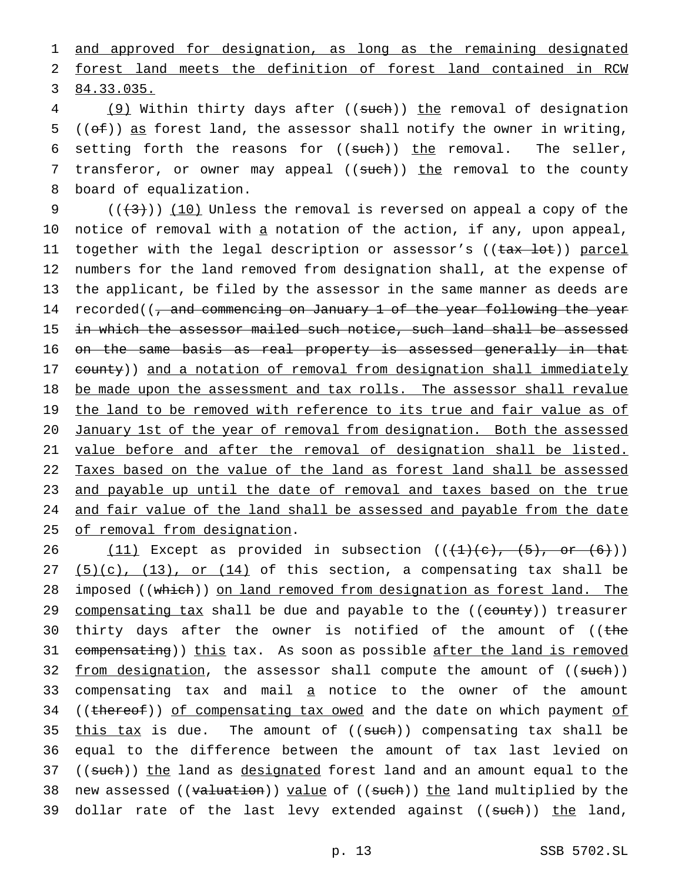and approved for designation, as long as the remaining designated forest land meets the definition of forest land contained in RCW 84.33.035.

(9) Within thirty days after ((such)) the removal of designation ((of)) as forest land, the assessor shall notify the owner in writing, setting forth the reasons for ((such)) the removal. The seller, transferor, or owner may appeal ((such)) the removal to the county board of equalization.

(((3))) (10) Unless the removal is reversed on appeal a copy of the notice of removal with a notation of the action, if any, upon appeal, together with the legal description or assessor's ((tax lot)) parcel numbers for the land removed from designation shall, at the expense of the applicant, be filed by the assessor in the same manner as deeds are recorded((, and commencing on January 1 of the year following the year in which the assessor mailed such notice, such land shall be assessed on the same basis as real property is assessed generally in that county)) and a notation of removal from designation shall immediately be made upon the assessment and tax rolls. The assessor shall revalue the land to be removed with reference to its true and fair value as of January 1st of the year of removal from designation. Both the assessed value before and after the removal of designation shall be listed. Taxes based on the value of the land as forest land shall be assessed and payable up until the date of removal and taxes based on the true and fair value of the land shall be assessed and payable from the date of removal from designation.

(11) Except as provided in subsection (((1)(c), (5), or (6))) (5)(c), (13), or (14) of this section, a compensating tax shall be imposed ((which)) on land removed from designation as forest land. The compensating tax shall be due and payable to the ((county)) treasurer thirty days after the owner is notified of the amount of ((the compensating)) this tax. As soon as possible after the land is removed from designation, the assessor shall compute the amount of ((such)) compensating tax and mail a notice to the owner of the amount ((thereof)) of compensating tax owed and the date on which payment of this tax is due. The amount of ((such)) compensating tax shall be equal to the difference between the amount of tax last levied on ((such)) the land as designated forest land and an amount equal to the new assessed ((valuation)) value of ((such)) the land multiplied by the dollar rate of the last levy extended against ((such)) the land,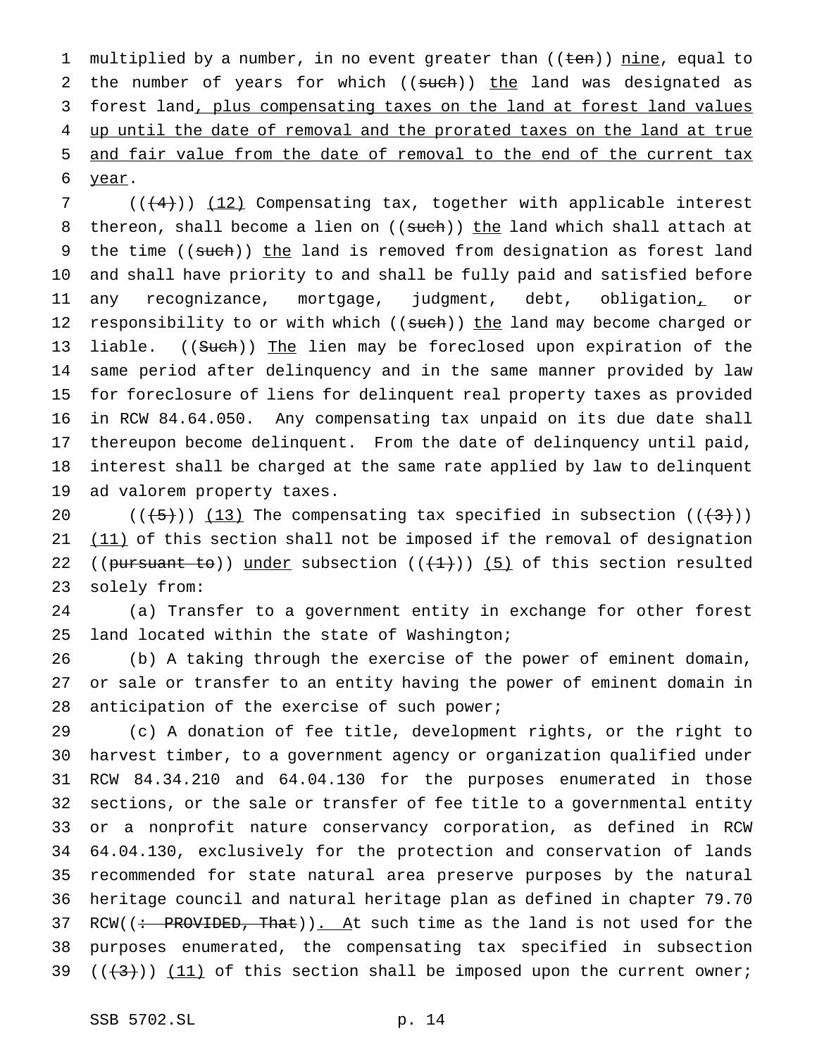multiplied by a number, in no event greater than ((~~ten~~)) nine, equal to the number of years for which ((~~such~~)) the land was designated as forest land, plus compensating taxes on the land at forest land values up until the date of removal and the prorated taxes on the land at true and fair value from the date of removal to the end of the current tax year.

((~~(4)~~)) (12) Compensating tax, together with applicable interest thereon, shall become a lien on ((~~such~~)) the land which shall attach at the time ((~~such~~)) the land is removed from designation as forest land and shall have priority to and shall be fully paid and satisfied before any recognizance, mortgage, judgment, debt, obligation, or responsibility to or with which ((~~such~~)) the land may become charged or liable. ((~~Such~~)) The lien may be foreclosed upon expiration of the same period after delinquency and in the same manner provided by law for foreclosure of liens for delinquent real property taxes as provided in RCW 84.64.050. Any compensating tax unpaid on its due date shall thereupon become delinquent. From the date of delinquency until paid, interest shall be charged at the same rate applied by law to delinquent ad valorem property taxes.

((~~(5)~~)) (13) The compensating tax specified in subsection ((~~(3)~~)) (11) of this section shall not be imposed if the removal of designation ((~~pursuant to~~)) under subsection ((~~(1)~~)) (5) of this section resulted solely from:

(a) Transfer to a government entity in exchange for other forest land located within the state of Washington;

(b) A taking through the exercise of the power of eminent domain, or sale or transfer to an entity having the power of eminent domain in anticipation of the exercise of such power;

(c) A donation of fee title, development rights, or the right to harvest timber, to a government agency or organization qualified under RCW 84.34.210 and 64.04.130 for the purposes enumerated in those sections, or the sale or transfer of fee title to a governmental entity or a nonprofit nature conservancy corporation, as defined in RCW 64.04.130, exclusively for the protection and conservation of lands recommended for state natural area preserve purposes by the natural heritage council and natural heritage plan as defined in chapter 79.70 RCW((~~: PROVIDED, That~~)). At such time as the land is not used for the purposes enumerated, the compensating tax specified in subsection ((~~(3)~~)) (11) of this section shall be imposed upon the current owner;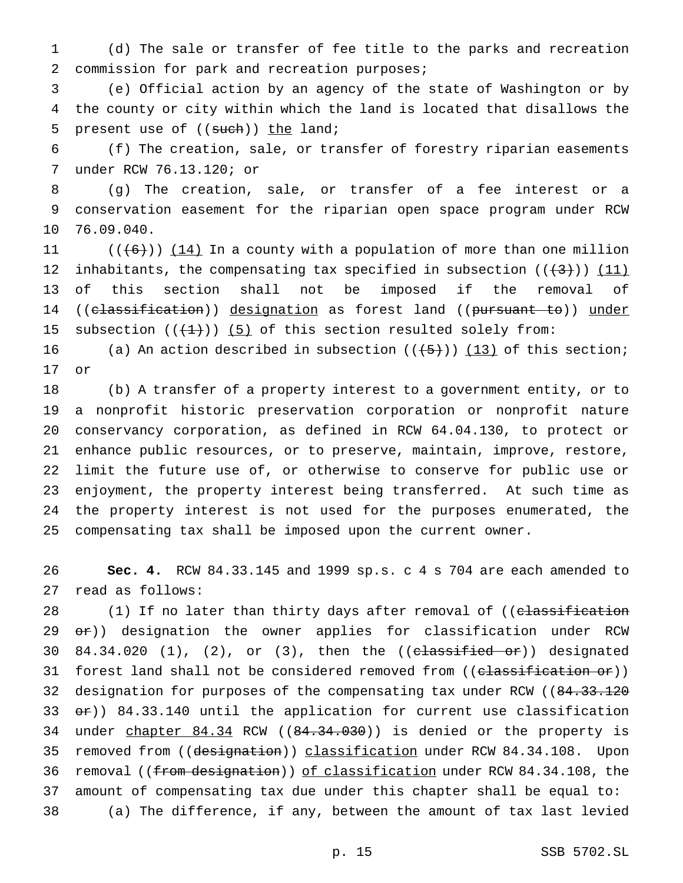(d) The sale or transfer of fee title to the parks and recreation commission for park and recreation purposes;

(e) Official action by an agency of the state of Washington or by the county or city within which the land is located that disallows the present use of ((~~such~~)) <u>the</u> land;

(f) The creation, sale, or transfer of forestry riparian easements under RCW 76.13.120; or

(g) The creation, sale, or transfer of a fee interest or a conservation easement for the riparian open space program under RCW 76.09.040.

((~~(6)~~)) <u>(14)</u> In a county with a population of more than one million inhabitants, the compensating tax specified in subsection ((~~(3)~~)) <u>(11)</u> of this section shall not be imposed if the removal of ((~~classification~~)) <u>designation</u> as forest land ((~~pursuant to~~)) <u>under</u> subsection ((~~(1)~~)) <u>(5)</u> of this section resulted solely from:

(a) An action described in subsection ((~~(5)~~)) <u>(13)</u> of this section; or

(b) A transfer of a property interest to a government entity, or to a nonprofit historic preservation corporation or nonprofit nature conservancy corporation, as defined in RCW 64.04.130, to protect or enhance public resources, or to preserve, maintain, improve, restore, limit the future use of, or otherwise to conserve for public use or enjoyment, the property interest being transferred. At such time as the property interest is not used for the purposes enumerated, the compensating tax shall be imposed upon the current owner.

**Sec. 4.** RCW 84.33.145 and 1999 sp.s. c 4 s 704 are each amended to read as follows:

(1) If no later than thirty days after removal of ((~~classification or~~)) designation the owner applies for classification under RCW 84.34.020 (1), (2), or (3), then the ((~~classified or~~)) designated forest land shall not be considered removed from ((~~classification or~~)) designation for purposes of the compensating tax under RCW ((~~84.33.120 or~~)) 84.33.140 until the application for current use classification under <u>chapter 84.34</u> RCW ((~~84.34.030~~)) is denied or the property is removed from ((~~designation~~)) <u>classification</u> under RCW 84.34.108. Upon removal ((~~from designation~~)) <u>of classification</u> under RCW 84.34.108, the amount of compensating tax due under this chapter shall be equal to:

(a) The difference, if any, between the amount of tax last levied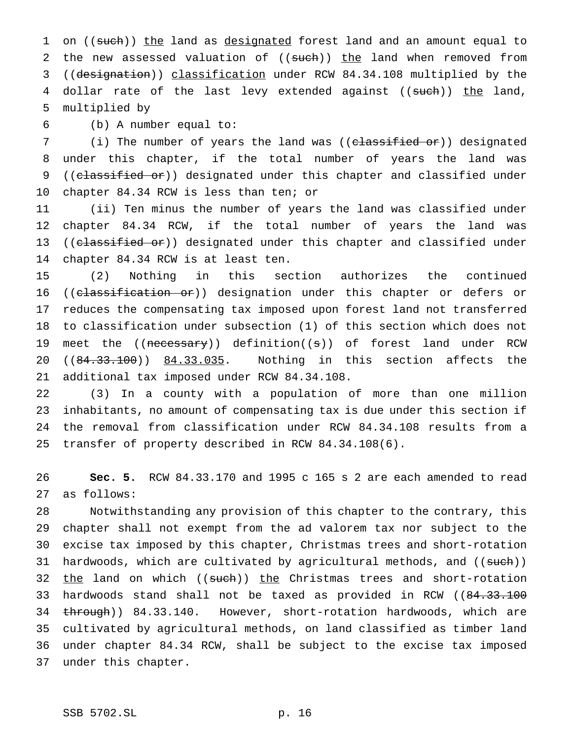on ((~~such~~)) <u>the</u> land as <u>designated</u> forest land and an amount equal to the new assessed valuation of ((~~such~~)) <u>the</u> land when removed from ((~~designation~~)) <u>classification</u> under RCW 84.34.108 multiplied by the dollar rate of the last levy extended against ((~~such~~)) <u>the</u> land, multiplied by

(b) A number equal to:

(i) The number of years the land was ((~~classified or~~)) designated under this chapter, if the total number of years the land was ((~~classified or~~)) designated under this chapter and classified under chapter 84.34 RCW is less than ten; or

(ii) Ten minus the number of years the land was classified under chapter 84.34 RCW, if the total number of years the land was ((~~classified or~~)) designated under this chapter and classified under chapter 84.34 RCW is at least ten.

(2) Nothing in this section authorizes the continued ((~~classification or~~)) designation under this chapter or defers or reduces the compensating tax imposed upon forest land not transferred to classification under subsection (1) of this section which does not meet the ((~~necessary~~)) definition((~~s~~)) of forest land under RCW ((~~84.33.100~~)) <u>84.33.035</u>. Nothing in this section affects the additional tax imposed under RCW 84.34.108.

(3) In a county with a population of more than one million inhabitants, no amount of compensating tax is due under this section if the removal from classification under RCW 84.34.108 results from a transfer of property described in RCW 84.34.108(6).

**Sec. 5.** RCW 84.33.170 and 1995 c 165 s 2 are each amended to read as follows:

Notwithstanding any provision of this chapter to the contrary, this chapter shall not exempt from the ad valorem tax nor subject to the excise tax imposed by this chapter, Christmas trees and short-rotation hardwoods, which are cultivated by agricultural methods, and ((~~such~~)) <u>the</u> land on which ((~~such~~)) <u>the</u> Christmas trees and short-rotation hardwoods stand shall not be taxed as provided in RCW ((~~84.33.100 through~~)) 84.33.140. However, short-rotation hardwoods, which are cultivated by agricultural methods, on land classified as timber land under chapter 84.34 RCW, shall be subject to the excise tax imposed under this chapter.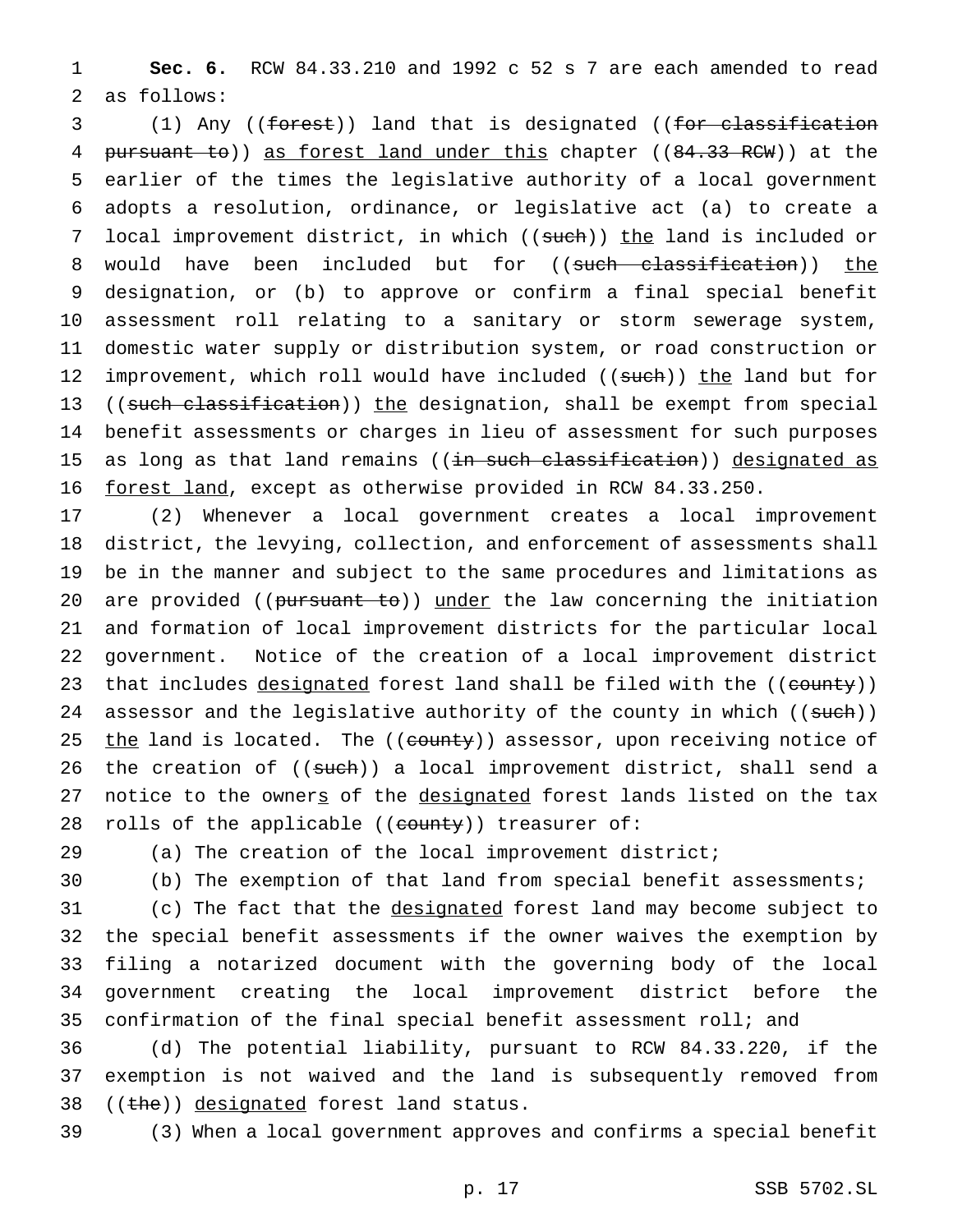**Sec. 6.** RCW 84.33.210 and 1992 c 52 s 7 are each amended to read as follows:

(1) Any ((~~forest~~)) land that is designated ((~~for classification pursuant to~~)) as forest land under this chapter ((~~84.33 RCW~~)) at the earlier of the times the legislative authority of a local government adopts a resolution, ordinance, or legislative act (a) to create a local improvement district, in which ((~~such~~)) the land is included or would have been included but for ((~~such classification~~)) the designation, or (b) to approve or confirm a final special benefit assessment roll relating to a sanitary or storm sewerage system, domestic water supply or distribution system, or road construction or improvement, which roll would have included ((~~such~~)) the land but for ((~~such classification~~)) the designation, shall be exempt from special benefit assessments or charges in lieu of assessment for such purposes as long as that land remains ((~~in such classification~~)) designated as forest land, except as otherwise provided in RCW 84.33.250.

(2) Whenever a local government creates a local improvement district, the levying, collection, and enforcement of assessments shall be in the manner and subject to the same procedures and limitations as are provided ((~~pursuant to~~)) under the law concerning the initiation and formation of local improvement districts for the particular local government. Notice of the creation of a local improvement district that includes designated forest land shall be filed with the ((~~county~~)) assessor and the legislative authority of the county in which ((~~such~~)) the land is located. The ((~~county~~)) assessor, upon receiving notice of the creation of ((~~such~~)) a local improvement district, shall send a notice to the owners of the designated forest lands listed on the tax rolls of the applicable ((~~county~~)) treasurer of:

(a) The creation of the local improvement district;

(b) The exemption of that land from special benefit assessments;

(c) The fact that the designated forest land may become subject to the special benefit assessments if the owner waives the exemption by filing a notarized document with the governing body of the local government creating the local improvement district before the confirmation of the final special benefit assessment roll; and

(d) The potential liability, pursuant to RCW 84.33.220, if the exemption is not waived and the land is subsequently removed from ((~~the~~)) designated forest land status.

(3) When a local government approves and confirms a special benefit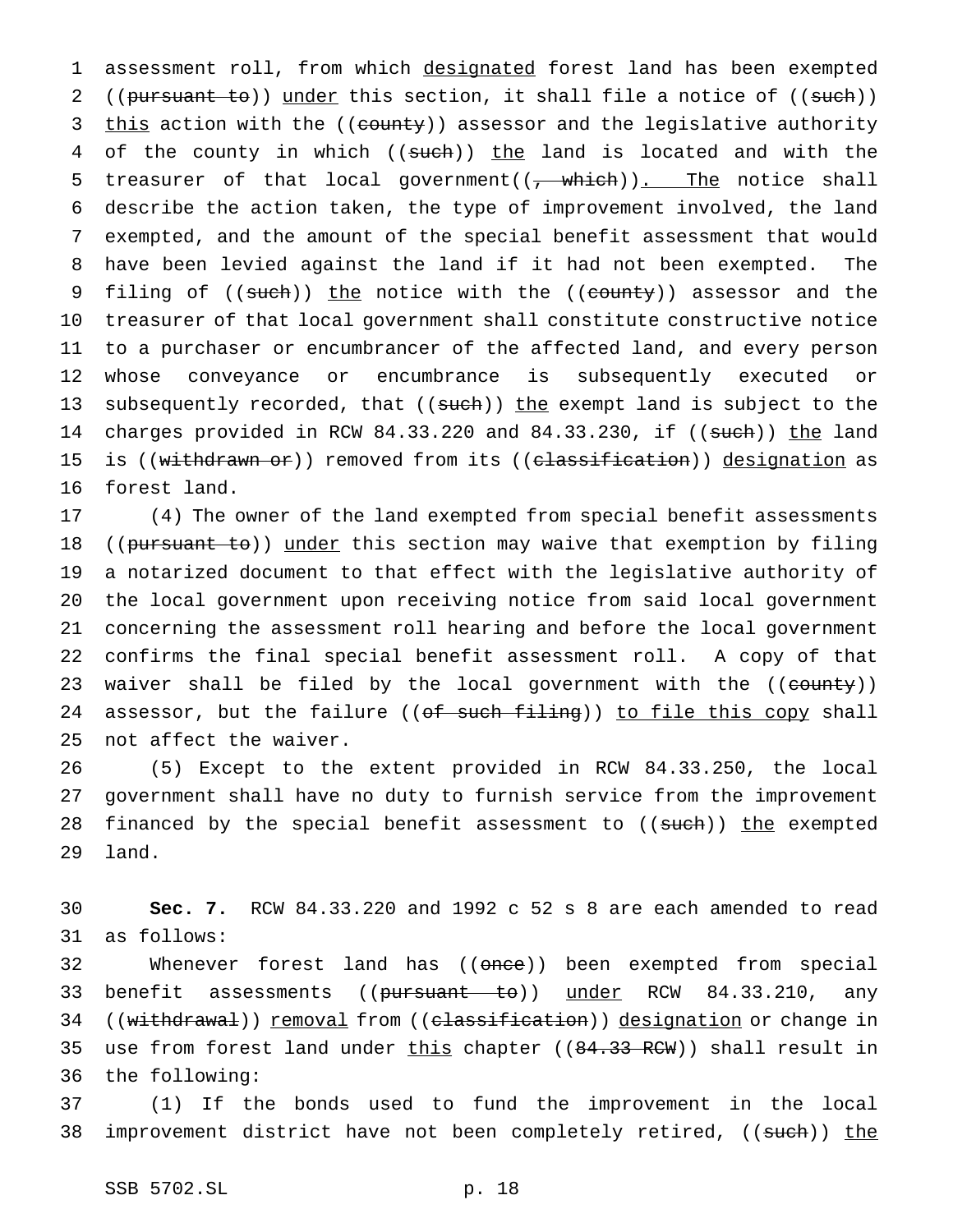assessment roll, from which designated forest land has been exempted ((pursuant to)) under this section, it shall file a notice of ((such)) this action with the ((county)) assessor and the legislative authority of the county in which ((such)) the land is located and with the treasurer of that local government((, which)). The notice shall describe the action taken, the type of improvement involved, the land exempted, and the amount of the special benefit assessment that would have been levied against the land if it had not been exempted. The filing of ((such)) the notice with the ((county)) assessor and the treasurer of that local government shall constitute constructive notice to a purchaser or encumbrancer of the affected land, and every person whose conveyance or encumbrance is subsequently executed or subsequently recorded, that ((such)) the exempt land is subject to the charges provided in RCW 84.33.220 and 84.33.230, if ((such)) the land is ((withdrawn or)) removed from its ((classification)) designation as forest land.

(4) The owner of the land exempted from special benefit assessments ((pursuant to)) under this section may waive that exemption by filing a notarized document to that effect with the legislative authority of the local government upon receiving notice from said local government concerning the assessment roll hearing and before the local government confirms the final special benefit assessment roll. A copy of that waiver shall be filed by the local government with the ((county)) assessor, but the failure ((of such filing)) to file this copy shall not affect the waiver.

(5) Except to the extent provided in RCW 84.33.250, the local government shall have no duty to furnish service from the improvement financed by the special benefit assessment to ((such)) the exempted land.

**Sec. 7.** RCW 84.33.220 and 1992 c 52 s 8 are each amended to read as follows:

Whenever forest land has ((once)) been exempted from special benefit assessments ((pursuant to)) under RCW 84.33.210, any ((withdrawal)) removal from ((classification)) designation or change in use from forest land under this chapter ((84.33 RCW)) shall result in the following:

(1) If the bonds used to fund the improvement in the local improvement district have not been completely retired, ((such)) the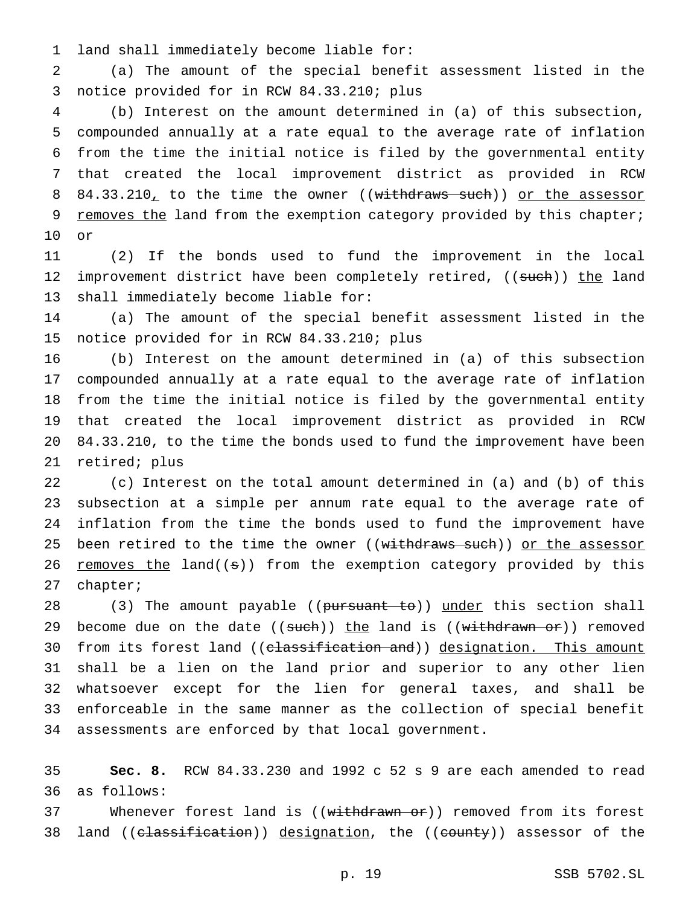land shall immediately become liable for:

(a) The amount of the special benefit assessment listed in the notice provided for in RCW 84.33.210; plus

(b) Interest on the amount determined in (a) of this subsection, compounded annually at a rate equal to the average rate of inflation from the time the initial notice is filed by the governmental entity that created the local improvement district as provided in RCW 84.33.210, to the time the owner ((withdraws such)) or the assessor removes the land from the exemption category provided by this chapter; or

(2) If the bonds used to fund the improvement in the local improvement district have been completely retired, ((such)) the land shall immediately become liable for:

(a) The amount of the special benefit assessment listed in the notice provided for in RCW 84.33.210; plus

(b) Interest on the amount determined in (a) of this subsection compounded annually at a rate equal to the average rate of inflation from the time the initial notice is filed by the governmental entity that created the local improvement district as provided in RCW 84.33.210, to the time the bonds used to fund the improvement have been retired; plus

(c) Interest on the total amount determined in (a) and (b) of this subsection at a simple per annum rate equal to the average rate of inflation from the time the bonds used to fund the improvement have been retired to the time the owner ((withdraws such)) or the assessor removes the land((s)) from the exemption category provided by this chapter;

(3) The amount payable ((pursuant to)) under this section shall become due on the date ((such)) the land is ((withdrawn or)) removed from its forest land ((classification and)) designation. This amount shall be a lien on the land prior and superior to any other lien whatsoever except for the lien for general taxes, and shall be enforceable in the same manner as the collection of special benefit assessments are enforced by that local government.

**Sec. 8.** RCW 84.33.230 and 1992 c 52 s 9 are each amended to read as follows:

Whenever forest land is ((withdrawn or)) removed from its forest land ((classification)) designation, the ((county)) assessor of the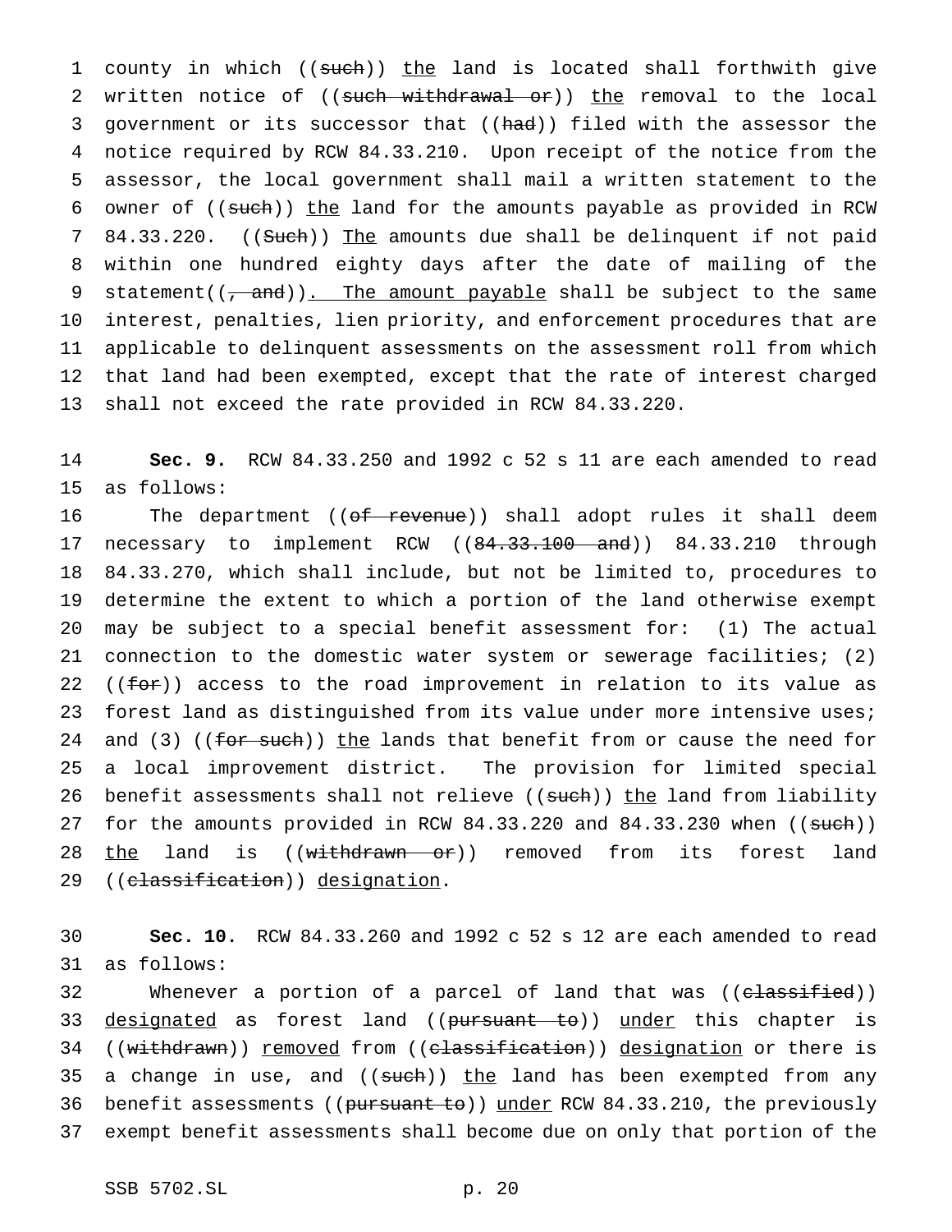county in which ((~~such~~)) <u>the</u> land is located shall forthwith give written notice of ((~~such withdrawal or~~)) <u>the</u> removal to the local government or its successor that ((~~had~~)) filed with the assessor the notice required by RCW 84.33.210. Upon receipt of the notice from the assessor, the local government shall mail a written statement to the owner of ((~~such~~)) <u>the</u> land for the amounts payable as provided in RCW 84.33.220. ((~~Such~~)) <u>The</u> amounts due shall be delinquent if not paid within one hundred eighty days after the date of mailing of the statement((~~, and~~))<u>. The amount payable</u> shall be subject to the same interest, penalties, lien priority, and enforcement procedures that are applicable to delinquent assessments on the assessment roll from which that land had been exempted, except that the rate of interest charged shall not exceed the rate provided in RCW 84.33.220.

**Sec. 9.** RCW 84.33.250 and 1992 c 52 s 11 are each amended to read as follows:

The department ((~~of revenue~~)) shall adopt rules it shall deem necessary to implement RCW ((~~84.33.100 and~~)) 84.33.210 through 84.33.270, which shall include, but not be limited to, procedures to determine the extent to which a portion of the land otherwise exempt may be subject to a special benefit assessment for: (1) The actual connection to the domestic water system or sewerage facilities; (2) ((~~for~~)) access to the road improvement in relation to its value as forest land as distinguished from its value under more intensive uses; and (3) ((~~for such~~)) <u>the</u> lands that benefit from or cause the need for a local improvement district. The provision for limited special benefit assessments shall not relieve ((~~such~~)) <u>the</u> land from liability for the amounts provided in RCW 84.33.220 and 84.33.230 when ((~~such~~)) <u>the</u> land is ((~~withdrawn or~~)) removed from its forest land ((~~classification~~)) <u>designation</u>.

**Sec. 10.** RCW 84.33.260 and 1992 c 52 s 12 are each amended to read as follows:

Whenever a portion of a parcel of land that was ((~~classified~~)) <u>designated</u> as forest land ((~~pursuant to~~)) <u>under</u> this chapter is ((~~withdrawn~~)) <u>removed</u> from ((~~classification~~)) <u>designation</u> or there is a change in use, and ((~~such~~)) <u>the</u> land has been exempted from any benefit assessments ((~~pursuant to~~)) <u>under</u> RCW 84.33.210, the previously exempt benefit assessments shall become due on only that portion of the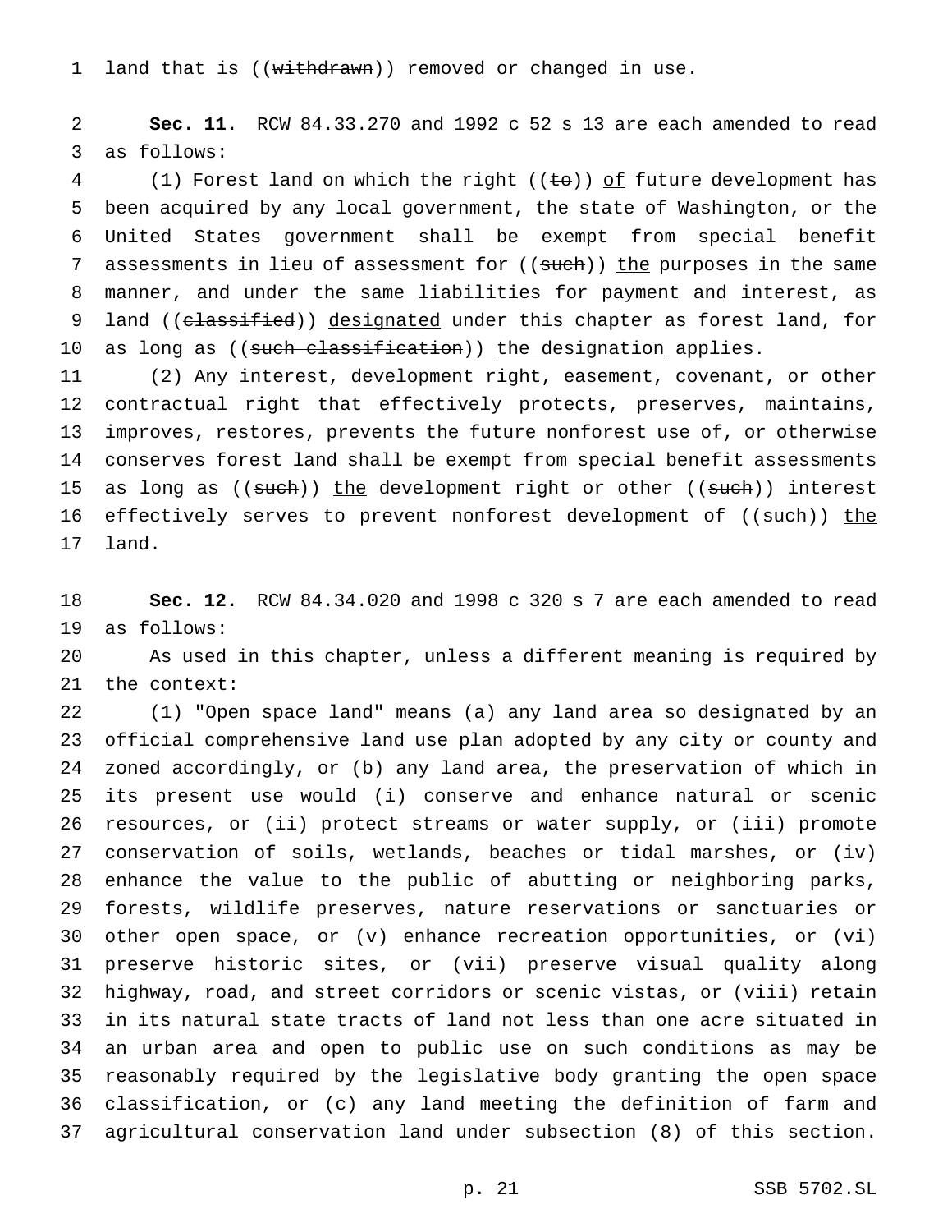land that is ((~~withdrawn~~)) removed or changed in use.

**Sec. 11.** RCW 84.33.270 and 1992 c 52 s 13 are each amended to read as follows:

(1) Forest land on which the right ((~~to~~)) of future development has been acquired by any local government, the state of Washington, or the United States government shall be exempt from special benefit assessments in lieu of assessment for ((~~such~~)) the purposes in the same manner, and under the same liabilities for payment and interest, as land ((~~classified~~)) designated under this chapter as forest land, for as long as ((~~such classification~~)) the designation applies.

(2) Any interest, development right, easement, covenant, or other contractual right that effectively protects, preserves, maintains, improves, restores, prevents the future nonforest use of, or otherwise conserves forest land shall be exempt from special benefit assessments as long as ((~~such~~)) the development right or other ((~~such~~)) interest effectively serves to prevent nonforest development of ((~~such~~)) the land.

**Sec. 12.** RCW 84.34.020 and 1998 c 320 s 7 are each amended to read as follows:

As used in this chapter, unless a different meaning is required by the context:

(1) "Open space land" means (a) any land area so designated by an official comprehensive land use plan adopted by any city or county and zoned accordingly, or (b) any land area, the preservation of which in its present use would (i) conserve and enhance natural or scenic resources, or (ii) protect streams or water supply, or (iii) promote conservation of soils, wetlands, beaches or tidal marshes, or (iv) enhance the value to the public of abutting or neighboring parks, forests, wildlife preserves, nature reservations or sanctuaries or other open space, or (v) enhance recreation opportunities, or (vi) preserve historic sites, or (vii) preserve visual quality along highway, road, and street corridors or scenic vistas, or (viii) retain in its natural state tracts of land not less than one acre situated in an urban area and open to public use on such conditions as may be reasonably required by the legislative body granting the open space classification, or (c) any land meeting the definition of farm and agricultural conservation land under subsection (8) of this section.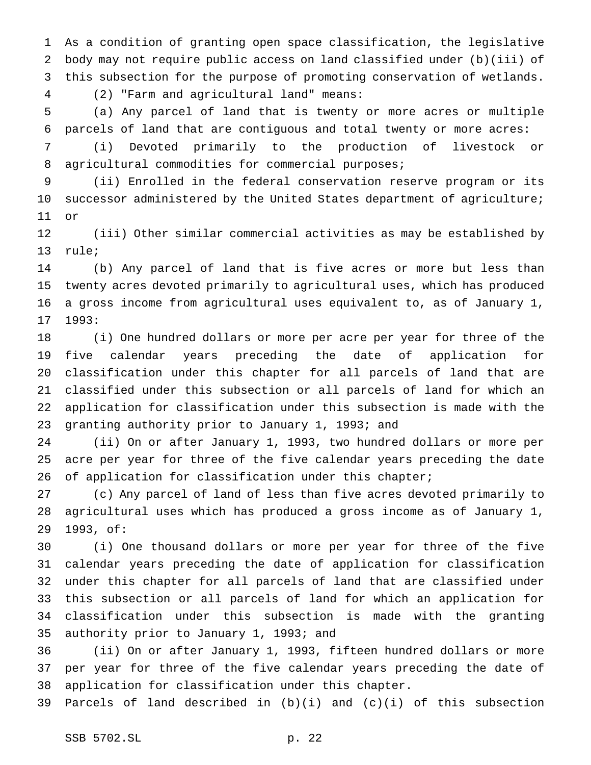As a condition of granting open space classification, the legislative body may not require public access on land classified under (b)(iii) of this subsection for the purpose of promoting conservation of wetlands.

(2) "Farm and agricultural land" means:

(a) Any parcel of land that is twenty or more acres or multiple parcels of land that are contiguous and total twenty or more acres:

(i) Devoted primarily to the production of livestock or agricultural commodities for commercial purposes;

(ii) Enrolled in the federal conservation reserve program or its successor administered by the United States department of agriculture; or

(iii) Other similar commercial activities as may be established by rule;

(b) Any parcel of land that is five acres or more but less than twenty acres devoted primarily to agricultural uses, which has produced a gross income from agricultural uses equivalent to, as of January 1, 1993:

(i) One hundred dollars or more per acre per year for three of the five calendar years preceding the date of application for classification under this chapter for all parcels of land that are classified under this subsection or all parcels of land for which an application for classification under this subsection is made with the granting authority prior to January 1, 1993; and

(ii) On or after January 1, 1993, two hundred dollars or more per acre per year for three of the five calendar years preceding the date of application for classification under this chapter;

(c) Any parcel of land of less than five acres devoted primarily to agricultural uses which has produced a gross income as of January 1, 1993, of:

(i) One thousand dollars or more per year for three of the five calendar years preceding the date of application for classification under this chapter for all parcels of land that are classified under this subsection or all parcels of land for which an application for classification under this subsection is made with the granting authority prior to January 1, 1993; and

(ii) On or after January 1, 1993, fifteen hundred dollars or more per year for three of the five calendar years preceding the date of application for classification under this chapter.

Parcels of land described in (b)(i) and (c)(i) of this subsection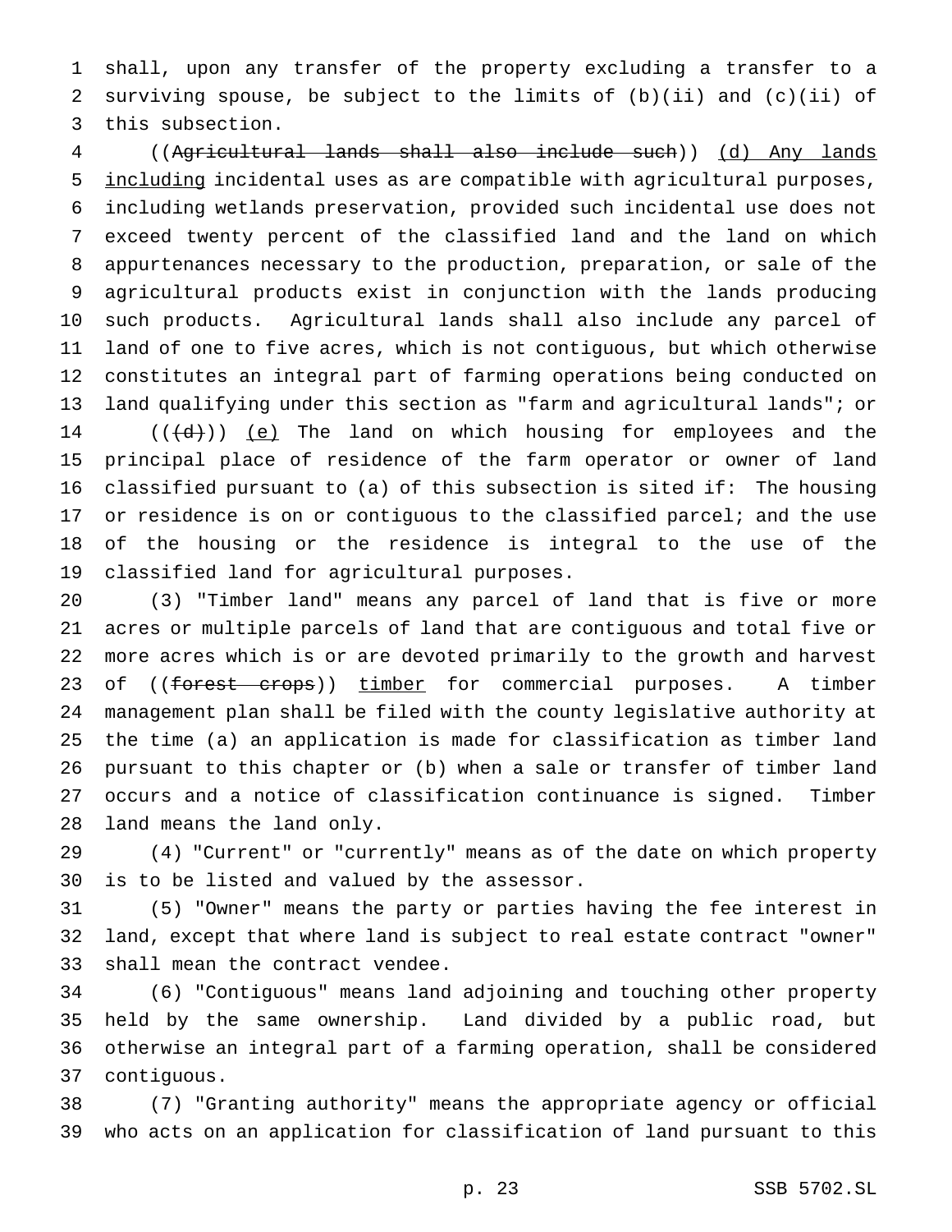shall, upon any transfer of the property excluding a transfer to a surviving spouse, be subject to the limits of (b)(ii) and (c)(ii) of this subsection.

((~~Agricultural lands shall also include such~~)) <u>(d) Any lands including</u> incidental uses as are compatible with agricultural purposes, including wetlands preservation, provided such incidental use does not exceed twenty percent of the classified land and the land on which appurtenances necessary to the production, preparation, or sale of the agricultural products exist in conjunction with the lands producing such products. Agricultural lands shall also include any parcel of land of one to five acres, which is not contiguous, but which otherwise constitutes an integral part of farming operations being conducted on land qualifying under this section as "farm and agricultural lands"; or

((~~(d)~~)) <u>(e)</u> The land on which housing for employees and the principal place of residence of the farm operator or owner of land classified pursuant to (a) of this subsection is sited if: The housing or residence is on or contiguous to the classified parcel; and the use of the housing or the residence is integral to the use of the classified land for agricultural purposes.

(3) "Timber land" means any parcel of land that is five or more acres or multiple parcels of land that are contiguous and total five or more acres which is or are devoted primarily to the growth and harvest of ((~~forest crops~~)) <u>timber</u> for commercial purposes. A timber management plan shall be filed with the county legislative authority at the time (a) an application is made for classification as timber land pursuant to this chapter or (b) when a sale or transfer of timber land occurs and a notice of classification continuance is signed. Timber land means the land only.

(4) "Current" or "currently" means as of the date on which property is to be listed and valued by the assessor.

(5) "Owner" means the party or parties having the fee interest in land, except that where land is subject to real estate contract "owner" shall mean the contract vendee.

(6) "Contiguous" means land adjoining and touching other property held by the same ownership. Land divided by a public road, but otherwise an integral part of a farming operation, shall be considered contiguous.

(7) "Granting authority" means the appropriate agency or official who acts on an application for classification of land pursuant to this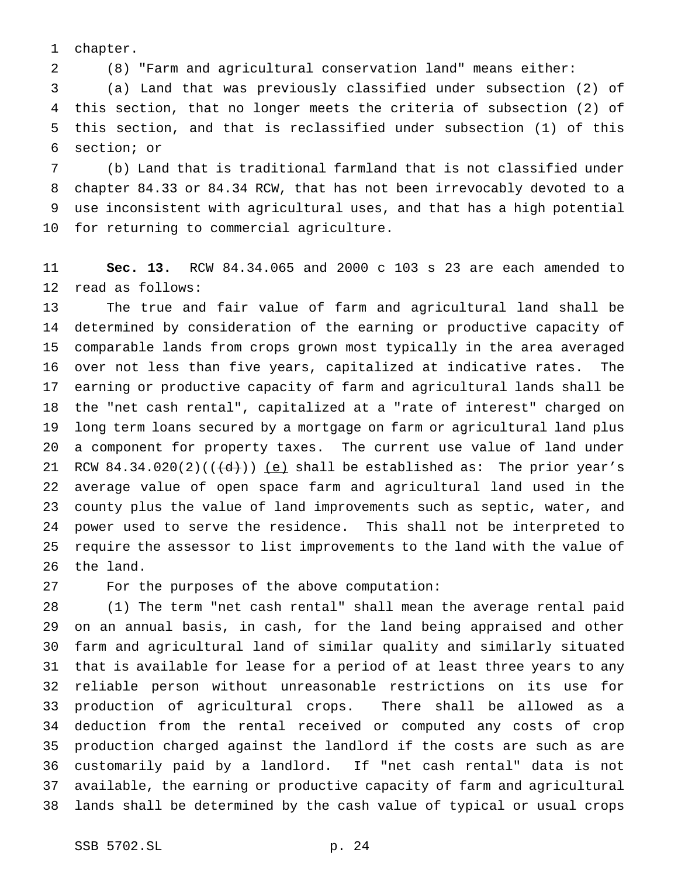chapter.

(8) "Farm and agricultural conservation land" means either:

(a) Land that was previously classified under subsection (2) of this section, that no longer meets the criteria of subsection (2) of this section, and that is reclassified under subsection (1) of this section; or

(b) Land that is traditional farmland that is not classified under chapter 84.33 or 84.34 RCW, that has not been irrevocably devoted to a use inconsistent with agricultural uses, and that has a high potential for returning to commercial agriculture.

**Sec. 13.** RCW 84.34.065 and 2000 c 103 s 23 are each amended to read as follows:

The true and fair value of farm and agricultural land shall be determined by consideration of the earning or productive capacity of comparable lands from crops grown most typically in the area averaged over not less than five years, capitalized at indicative rates. The earning or productive capacity of farm and agricultural lands shall be the "net cash rental", capitalized at a "rate of interest" charged on long term loans secured by a mortgage on farm or agricultural land plus a component for property taxes. The current use value of land under RCW 84.34.020(2)((~~(d)~~)) <u>(e)</u> shall be established as: The prior year's average value of open space farm and agricultural land used in the county plus the value of land improvements such as septic, water, and power used to serve the residence. This shall not be interpreted to require the assessor to list improvements to the land with the value of the land.

For the purposes of the above computation:

(1) The term "net cash rental" shall mean the average rental paid on an annual basis, in cash, for the land being appraised and other farm and agricultural land of similar quality and similarly situated that is available for lease for a period of at least three years to any reliable person without unreasonable restrictions on its use for production of agricultural crops. There shall be allowed as a deduction from the rental received or computed any costs of crop production charged against the landlord if the costs are such as are customarily paid by a landlord. If "net cash rental" data is not available, the earning or productive capacity of farm and agricultural lands shall be determined by the cash value of typical or usual crops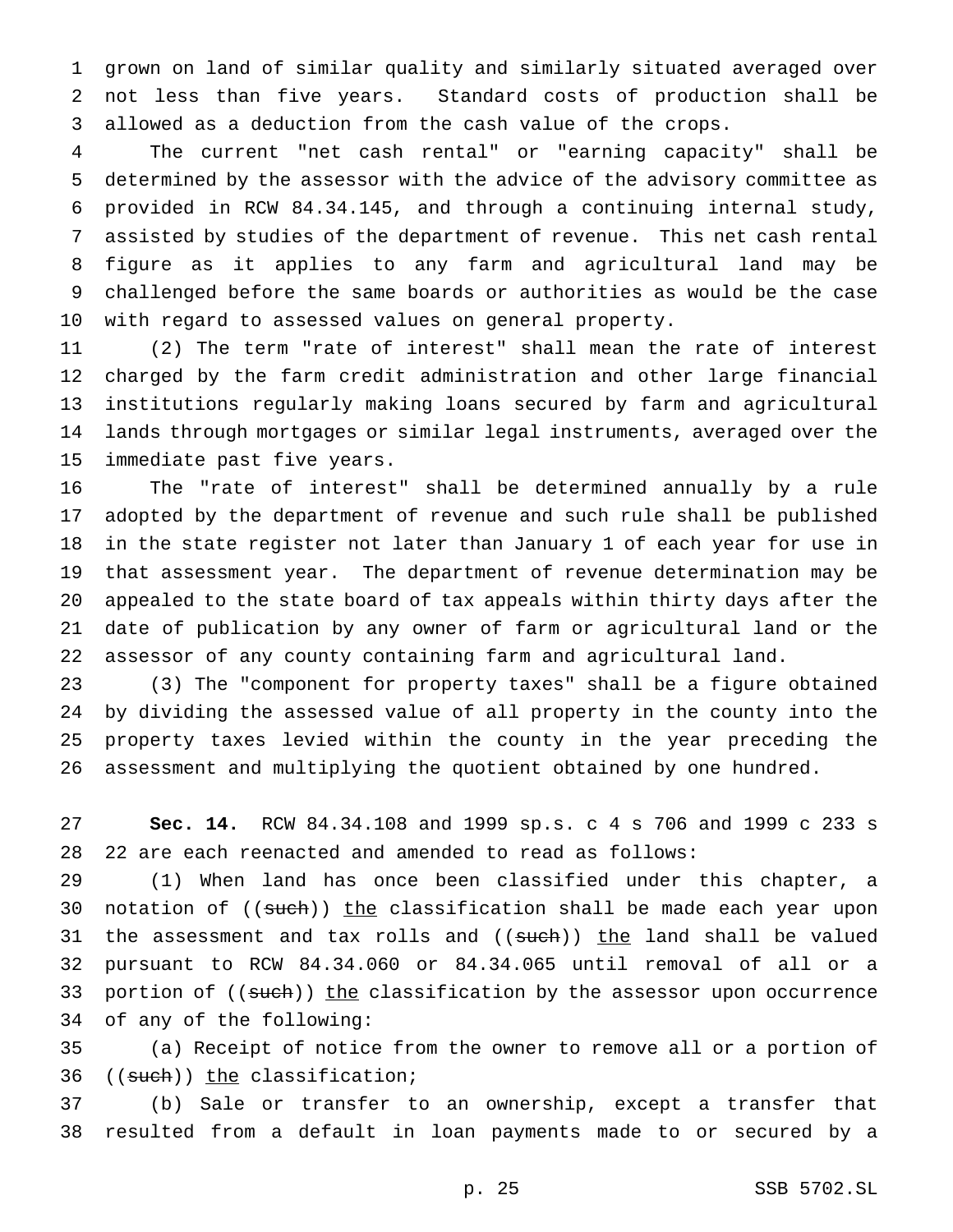grown on land of similar quality and similarly situated averaged over not less than five years. Standard costs of production shall be allowed as a deduction from the cash value of the crops.

The current "net cash rental" or "earning capacity" shall be determined by the assessor with the advice of the advisory committee as provided in RCW 84.34.145, and through a continuing internal study, assisted by studies of the department of revenue. This net cash rental figure as it applies to any farm and agricultural land may be challenged before the same boards or authorities as would be the case with regard to assessed values on general property.

(2) The term "rate of interest" shall mean the rate of interest charged by the farm credit administration and other large financial institutions regularly making loans secured by farm and agricultural lands through mortgages or similar legal instruments, averaged over the immediate past five years.

The "rate of interest" shall be determined annually by a rule adopted by the department of revenue and such rule shall be published in the state register not later than January 1 of each year for use in that assessment year. The department of revenue determination may be appealed to the state board of tax appeals within thirty days after the date of publication by any owner of farm or agricultural land or the assessor of any county containing farm and agricultural land.

(3) The "component for property taxes" shall be a figure obtained by dividing the assessed value of all property in the county into the property taxes levied within the county in the year preceding the assessment and multiplying the quotient obtained by one hundred.

**Sec. 14.** RCW 84.34.108 and 1999 sp.s. c 4 s 706 and 1999 c 233 s 22 are each reenacted and amended to read as follows:

(1) When land has once been classified under this chapter, a notation of ((~~such~~)) <u>the</u> classification shall be made each year upon the assessment and tax rolls and ((~~such~~)) <u>the</u> land shall be valued pursuant to RCW 84.34.060 or 84.34.065 until removal of all or a portion of ((~~such~~)) <u>the</u> classification by the assessor upon occurrence of any of the following:

(a) Receipt of notice from the owner to remove all or a portion of ((~~such~~)) <u>the</u> classification;

(b) Sale or transfer to an ownership, except a transfer that resulted from a default in loan payments made to or secured by a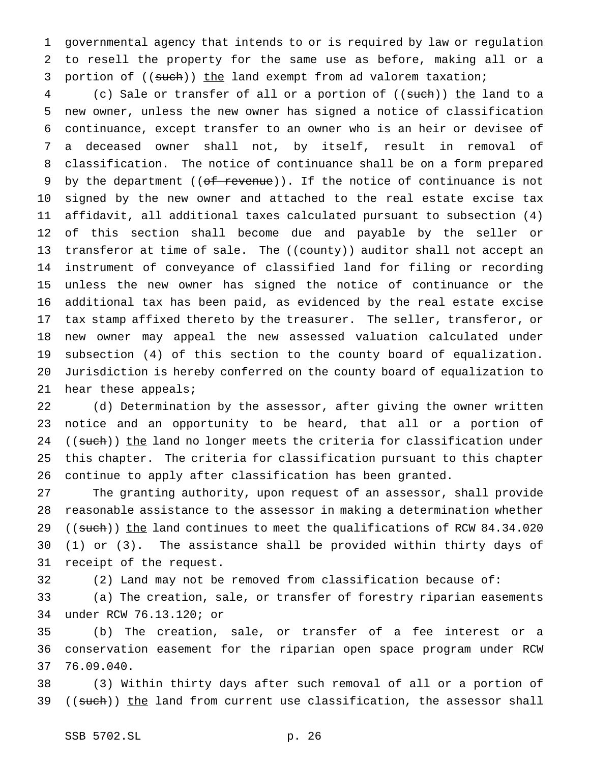governmental agency that intends to or is required by law or regulation to resell the property for the same use as before, making all or a portion of ((~~such~~)) <u>the</u> land exempt from ad valorem taxation;

(c) Sale or transfer of all or a portion of ((~~such~~)) <u>the</u> land to a new owner, unless the new owner has signed a notice of classification continuance, except transfer to an owner who is an heir or devisee of a deceased owner shall not, by itself, result in removal of classification. The notice of continuance shall be on a form prepared by the department ((~~of revenue~~)). If the notice of continuance is not signed by the new owner and attached to the real estate excise tax affidavit, all additional taxes calculated pursuant to subsection (4) of this section shall become due and payable by the seller or transferor at time of sale. The ((~~county~~)) auditor shall not accept an instrument of conveyance of classified land for filing or recording unless the new owner has signed the notice of continuance or the additional tax has been paid, as evidenced by the real estate excise tax stamp affixed thereto by the treasurer. The seller, transferor, or new owner may appeal the new assessed valuation calculated under subsection (4) of this section to the county board of equalization. Jurisdiction is hereby conferred on the county board of equalization to hear these appeals;

(d) Determination by the assessor, after giving the owner written notice and an opportunity to be heard, that all or a portion of ((~~such~~)) <u>the</u> land no longer meets the criteria for classification under this chapter. The criteria for classification pursuant to this chapter continue to apply after classification has been granted.

The granting authority, upon request of an assessor, shall provide reasonable assistance to the assessor in making a determination whether ((~~such~~)) <u>the</u> land continues to meet the qualifications of RCW 84.34.020 (1) or (3). The assistance shall be provided within thirty days of receipt of the request.

(2) Land may not be removed from classification because of:

(a) The creation, sale, or transfer of forestry riparian easements under RCW 76.13.120; or

(b) The creation, sale, or transfer of a fee interest or a conservation easement for the riparian open space program under RCW 76.09.040.

(3) Within thirty days after such removal of all or a portion of ((~~such~~)) <u>the</u> land from current use classification, the assessor shall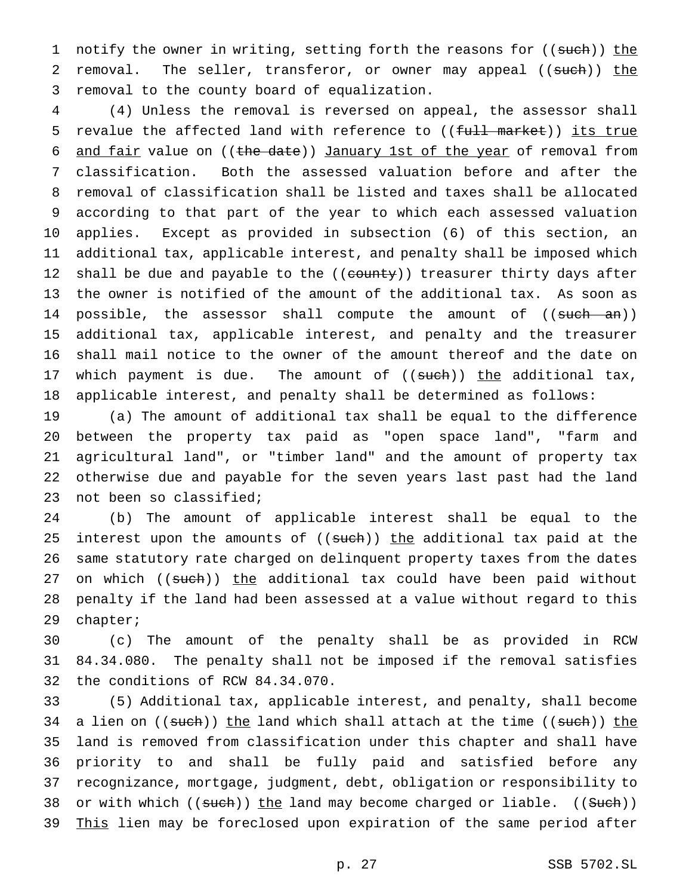notify the owner in writing, setting forth the reasons for ((~~such~~)) <u>the</u> removal. The seller, transferor, or owner may appeal ((~~such~~)) <u>the</u> removal to the county board of equalization.

(4) Unless the removal is reversed on appeal, the assessor shall revalue the affected land with reference to ((~~full market~~)) <u>its true and fair</u> value on ((~~the date~~)) <u>January 1st of the year</u> of removal from classification. Both the assessed valuation before and after the removal of classification shall be listed and taxes shall be allocated according to that part of the year to which each assessed valuation applies. Except as provided in subsection (6) of this section, an additional tax, applicable interest, and penalty shall be imposed which shall be due and payable to the ((~~county~~)) treasurer thirty days after the owner is notified of the amount of the additional tax. As soon as possible, the assessor shall compute the amount of ((~~such an~~)) additional tax, applicable interest, and penalty and the treasurer shall mail notice to the owner of the amount thereof and the date on which payment is due. The amount of ((~~such~~)) <u>the</u> additional tax, applicable interest, and penalty shall be determined as follows:

(a) The amount of additional tax shall be equal to the difference between the property tax paid as "open space land", "farm and agricultural land", or "timber land" and the amount of property tax otherwise due and payable for the seven years last past had the land not been so classified;

(b) The amount of applicable interest shall be equal to the interest upon the amounts of ((~~such~~)) <u>the</u> additional tax paid at the same statutory rate charged on delinquent property taxes from the dates on which ((~~such~~)) <u>the</u> additional tax could have been paid without penalty if the land had been assessed at a value without regard to this chapter;

(c) The amount of the penalty shall be as provided in RCW 84.34.080. The penalty shall not be imposed if the removal satisfies the conditions of RCW 84.34.070.

(5) Additional tax, applicable interest, and penalty, shall become a lien on ((~~such~~)) <u>the</u> land which shall attach at the time ((~~such~~)) <u>the</u> land is removed from classification under this chapter and shall have priority to and shall be fully paid and satisfied before any recognizance, mortgage, judgment, debt, obligation or responsibility to or with which ((~~such~~)) <u>the</u> land may become charged or liable. ((~~Such~~)) <u>This</u> lien may be foreclosed upon expiration of the same period after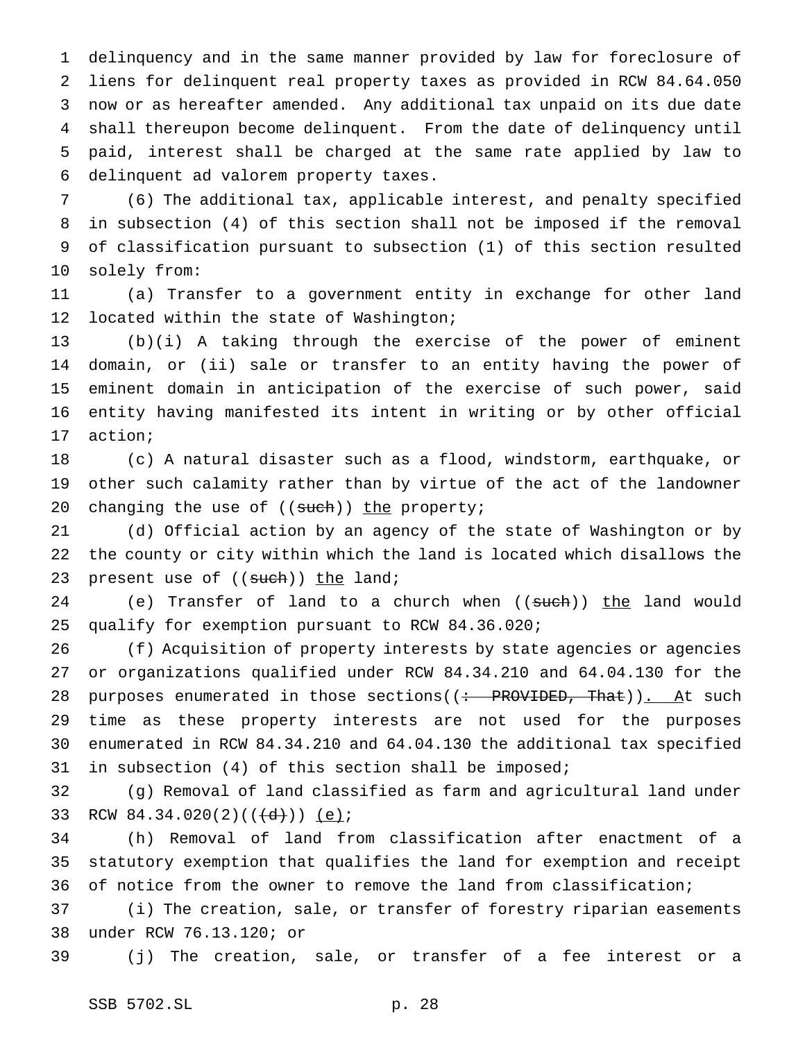delinquency and in the same manner provided by law for foreclosure of liens for delinquent real property taxes as provided in RCW 84.64.050 now or as hereafter amended. Any additional tax unpaid on its due date shall thereupon become delinquent. From the date of delinquency until paid, interest shall be charged at the same rate applied by law to delinquent ad valorem property taxes.

(6) The additional tax, applicable interest, and penalty specified in subsection (4) of this section shall not be imposed if the removal of classification pursuant to subsection (1) of this section resulted solely from:

(a) Transfer to a government entity in exchange for other land located within the state of Washington;

(b)(i) A taking through the exercise of the power of eminent domain, or (ii) sale or transfer to an entity having the power of eminent domain in anticipation of the exercise of such power, said entity having manifested its intent in writing or by other official action;

(c) A natural disaster such as a flood, windstorm, earthquake, or other such calamity rather than by virtue of the act of the landowner changing the use of ((~~such~~)) <u>the</u> property;

(d) Official action by an agency of the state of Washington or by the county or city within which the land is located which disallows the present use of ((~~such~~)) <u>the</u> land;

(e) Transfer of land to a church when ((~~such~~)) <u>the</u> land would qualify for exemption pursuant to RCW 84.36.020;

(f) Acquisition of property interests by state agencies or agencies or organizations qualified under RCW 84.34.210 and 64.04.130 for the purposes enumerated in those sections((~~: PROVIDED, That~~))<u>. A</u>t such time as these property interests are not used for the purposes enumerated in RCW 84.34.210 and 64.04.130 the additional tax specified in subsection (4) of this section shall be imposed;

(g) Removal of land classified as farm and agricultural land under RCW 84.34.020(2)((~~(d)~~)) <u>(e)</u>;

(h) Removal of land from classification after enactment of a statutory exemption that qualifies the land for exemption and receipt of notice from the owner to remove the land from classification;

(i) The creation, sale, or transfer of forestry riparian easements under RCW 76.13.120; or

(j) The creation, sale, or transfer of a fee interest or a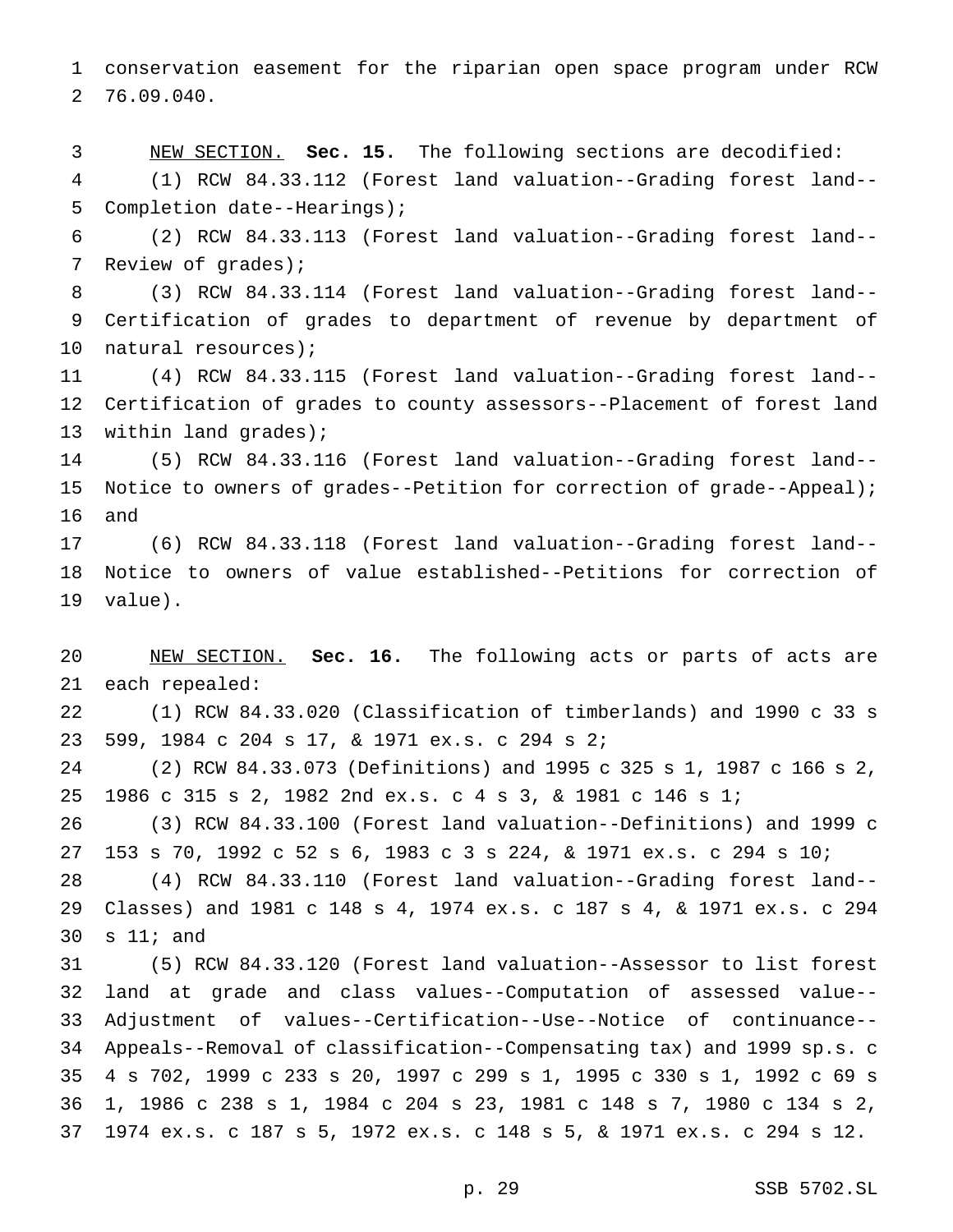conservation easement for the riparian open space program under RCW 76.09.040.

NEW SECTION. **Sec. 15.** The following sections are decodified:

(1) RCW 84.33.112 (Forest land valuation--Grading forest land--Completion date--Hearings);

(2) RCW 84.33.113 (Forest land valuation--Grading forest land--Review of grades);

(3) RCW 84.33.114 (Forest land valuation--Grading forest land--Certification of grades to department of revenue by department of natural resources);

(4) RCW 84.33.115 (Forest land valuation--Grading forest land--Certification of grades to county assessors--Placement of forest land within land grades);

(5) RCW 84.33.116 (Forest land valuation--Grading forest land--Notice to owners of grades--Petition for correction of grade--Appeal); and

(6) RCW 84.33.118 (Forest land valuation--Grading forest land--Notice to owners of value established--Petitions for correction of value).

NEW SECTION. **Sec. 16.** The following acts or parts of acts are each repealed:

(1) RCW 84.33.020 (Classification of timberlands) and 1990 c 33 s 599, 1984 c 204 s 17, & 1971 ex.s. c 294 s 2;

(2) RCW 84.33.073 (Definitions) and 1995 c 325 s 1, 1987 c 166 s 2, 1986 c 315 s 2, 1982 2nd ex.s. c 4 s 3, & 1981 c 146 s 1;

(3) RCW 84.33.100 (Forest land valuation--Definitions) and 1999 c 153 s 70, 1992 c 52 s 6, 1983 c 3 s 224, & 1971 ex.s. c 294 s 10;

(4) RCW 84.33.110 (Forest land valuation--Grading forest land--Classes) and 1981 c 148 s 4, 1974 ex.s. c 187 s 4, & 1971 ex.s. c 294 s 11; and

(5) RCW 84.33.120 (Forest land valuation--Assessor to list forest land at grade and class values--Computation of assessed value--Adjustment of values--Certification--Use--Notice of continuance--Appeals--Removal of classification--Compensating tax) and 1999 sp.s. c 4 s 702, 1999 c 233 s 20, 1997 c 299 s 1, 1995 c 330 s 1, 1992 c 69 s 1, 1986 c 238 s 1, 1984 c 204 s 23, 1981 c 148 s 7, 1980 c 134 s 2, 1974 ex.s. c 187 s 5, 1972 ex.s. c 148 s 5, & 1971 ex.s. c 294 s 12.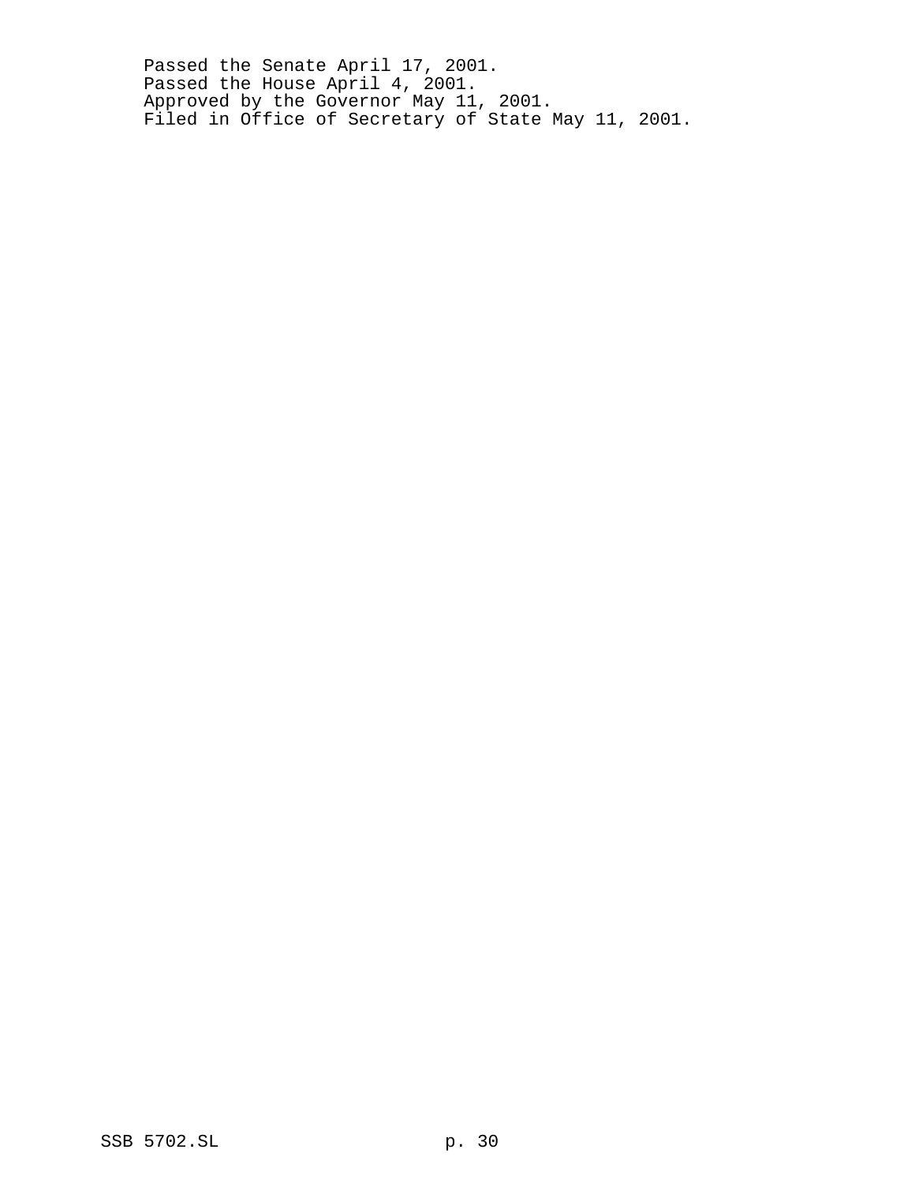Passed the Senate April 17, 2001.
Passed the House April 4, 2001.
Approved by the Governor May 11, 2001.
Filed in Office of Secretary of State May 11, 2001.